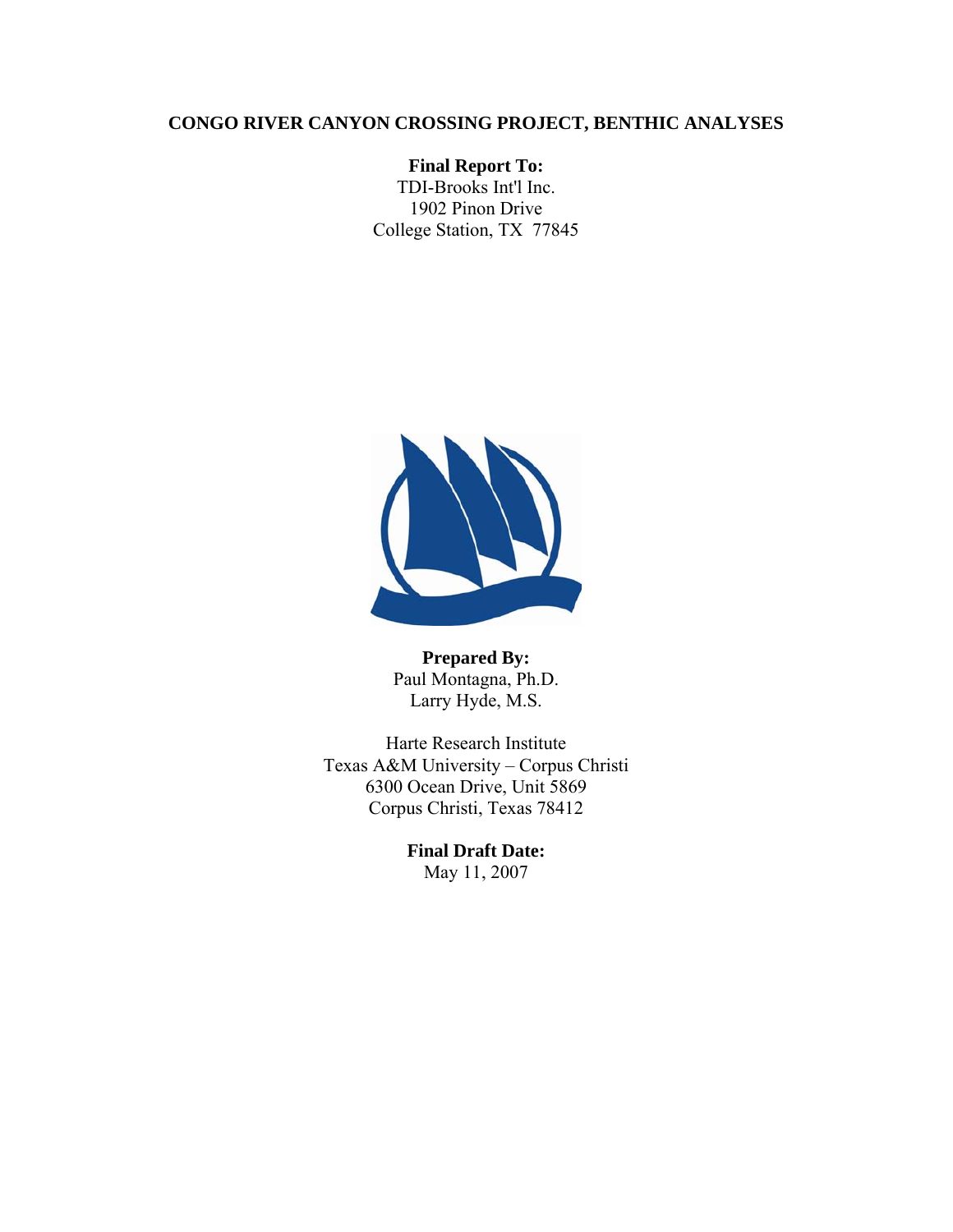# CONGO RIVER CANYON CROSSING PROJECT, BENTHIC ANALYSES

**Final Report To:**
TDI-Brooks Int'l Inc.
1902 Pinon Drive
College Station, TX 77845

**Prepared By:**
Paul Montagna, Ph.D.
Larry Hyde, M.S.

Harte Research Institute
Texas A&M University – Corpus Christi
6300 Ocean Drive, Unit 5869
Corpus Christi, Texas 78412

**Final Draft Date:**
May 11, 2007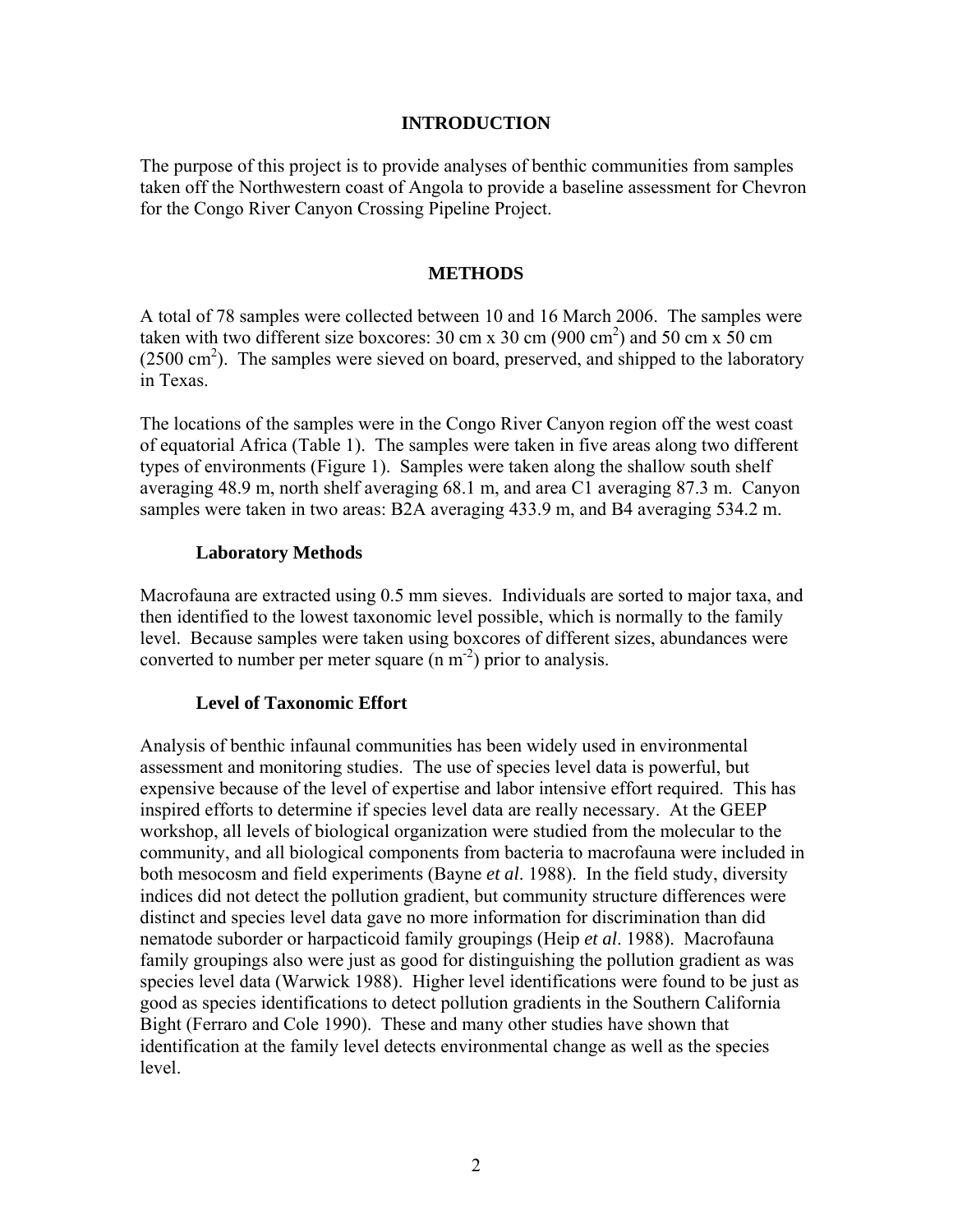## INTRODUCTION

The purpose of this project is to provide analyses of benthic communities from samples taken off the Northwestern coast of Angola to provide a baseline assessment for Chevron for the Congo River Canyon Crossing Pipeline Project.

## METHODS

A total of 78 samples were collected between 10 and 16 March 2006. The samples were taken with two different size boxcores: 30 cm x 30 cm (900 $cm^2$) and 50 cm x 50 cm (2500 $cm^2$). The samples were sieved on board, preserved, and shipped to the laboratory in Texas.

The locations of the samples were in the Congo River Canyon region off the west coast of equatorial Africa (Table 1). The samples were taken in five areas along two different types of environments (Figure 1). Samples were taken along the shallow south shelf averaging 48.9 m, north shelf averaging 68.1 m, and area C1 averaging 87.3 m. Canyon samples were taken in two areas: B2A averaging 433.9 m, and B4 averaging 534.2 m.

### Laboratory Methods

Macrofauna are extracted using 0.5 mm sieves. Individuals are sorted to major taxa, and then identified to the lowest taxonomic level possible, which is normally to the family level. Because samples were taken using boxcores of different sizes, abundances were converted to number per meter square ($n\ m^{-2}$) prior to analysis.

### Level of Taxonomic Effort

Analysis of benthic infaunal communities has been widely used in environmental assessment and monitoring studies. The use of species level data is powerful, but expensive because of the level of expertise and labor intensive effort required. This has inspired efforts to determine if species level data are really necessary. At the GEEP workshop, all levels of biological organization were studied from the molecular to the community, and all biological components from bacteria to macrofauna were included in both mesocosm and field experiments (Bayne *et al.* 1988). In the field study, diversity indices did not detect the pollution gradient, but community structure differences were distinct and species level data gave no more information for discrimination than did nematode suborder or harpacticoid family groupings (Heip *et al.* 1988). Macrofauna family groupings also were just as good for distinguishing the pollution gradient as was species level data (Warwick 1988). Higher level identifications were found to be just as good as species identifications to detect pollution gradients in the Southern California Bight (Ferraro and Cole 1990). These and many other studies have shown that identification at the family level detects environmental change as well as the species level.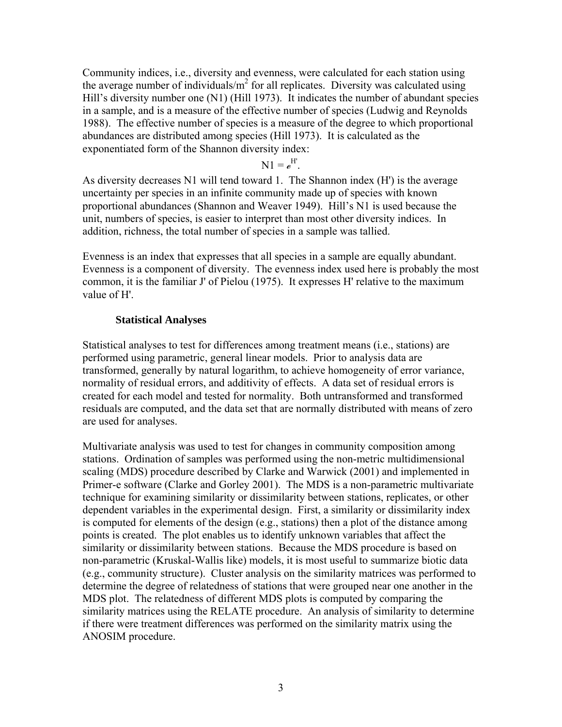Community indices, i.e., diversity and evenness, were calculated for each station using the average number of individuals/$m^2$ for all replicates. Diversity was calculated using Hill's diversity number one (N1) (Hill 1973). It indicates the number of abundant species in a sample, and is a measure of the effective number of species (Ludwig and Reynolds 1988). The effective number of species is a measure of the degree to which proportional abundances are distributed among species (Hill 1973). It is calculated as the exponentiated form of the Shannon diversity index:

$$N1 = e^{H'}.$$

As diversity decreases N1 will tend toward 1. The Shannon index (H') is the average uncertainty per species in an infinite community made up of species with known proportional abundances (Shannon and Weaver 1949). Hill's N1 is used because the unit, numbers of species, is easier to interpret than most other diversity indices. In addition, richness, the total number of species in a sample was tallied.

Evenness is an index that expresses that all species in a sample are equally abundant. Evenness is a component of diversity. The evenness index used here is probably the most common, it is the familiar J' of Pielou (1975). It expresses H' relative to the maximum value of H'.

### Statistical Analyses

Statistical analyses to test for differences among treatment means (i.e., stations) are performed using parametric, general linear models. Prior to analysis data are transformed, generally by natural logarithm, to achieve homogeneity of error variance, normality of residual errors, and additivity of effects. A data set of residual errors is created for each model and tested for normality. Both untransformed and transformed residuals are computed, and the data set that are normally distributed with means of zero are used for analyses.

Multivariate analysis was used to test for changes in community composition among stations. Ordination of samples was performed using the non-metric multidimensional scaling (MDS) procedure described by Clarke and Warwick (2001) and implemented in Primer-e software (Clarke and Gorley 2001). The MDS is a non-parametric multivariate technique for examining similarity or dissimilarity between stations, replicates, or other dependent variables in the experimental design. First, a similarity or dissimilarity index is computed for elements of the design (e.g., stations) then a plot of the distance among points is created. The plot enables us to identify unknown variables that affect the similarity or dissimilarity between stations. Because the MDS procedure is based on non-parametric (Kruskal-Wallis like) models, it is most useful to summarize biotic data (e.g., community structure). Cluster analysis on the similarity matrices was performed to determine the degree of relatedness of stations that were grouped near one another in the MDS plot. The relatedness of different MDS plots is computed by comparing the similarity matrices using the RELATE procedure. An analysis of similarity to determine if there were treatment differences was performed on the similarity matrix using the ANOSIM procedure.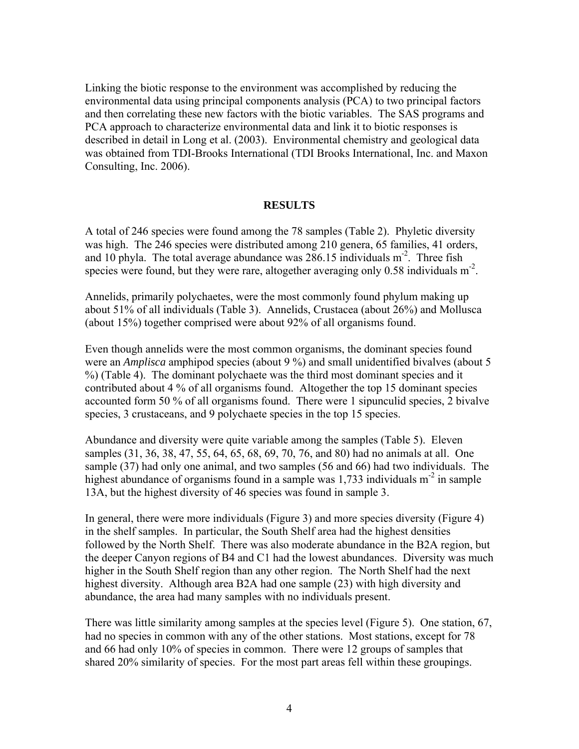Linking the biotic response to the environment was accomplished by reducing the environmental data using principal components analysis (PCA) to two principal factors and then correlating these new factors with the biotic variables. The SAS programs and PCA approach to characterize environmental data and link it to biotic responses is described in detail in Long et al. (2003). Environmental chemistry and geological data was obtained from TDI-Brooks International (TDI Brooks International, Inc. and Maxon Consulting, Inc. 2006).

## RESULTS

A total of 246 species were found among the 78 samples (Table 2). Phyletic diversity was high. The 246 species were distributed among 210 genera, 65 families, 41 orders, and 10 phyla. The total average abundance was 286.15 individuals $m^{-2}$. Three fish species were found, but they were rare, altogether averaging only 0.58 individuals $m^{-2}$.

Annelids, primarily polychaetes, were the most commonly found phylum making up about 51% of all individuals (Table 3). Annelids, Crustacea (about 26%) and Mollusca (about 15%) together comprised were about 92% of all organisms found.

Even though annelids were the most common organisms, the dominant species found were an *Amplisca* amphipod species (about 9 %) and small unidentified bivalves (about 5 %) (Table 4). The dominant polychaete was the third most dominant species and it contributed about 4 % of all organisms found. Altogether the top 15 dominant species accounted form 50 % of all organisms found. There were 1 sipunculid species, 2 bivalve species, 3 crustaceans, and 9 polychaete species in the top 15 species.

Abundance and diversity were quite variable among the samples (Table 5). Eleven samples (31, 36, 38, 47, 55, 64, 65, 68, 69, 70, 76, and 80) had no animals at all. One sample (37) had only one animal, and two samples (56 and 66) had two individuals. The highest abundance of organisms found in a sample was 1,733 individuals $m^{-2}$ in sample 13A, but the highest diversity of 46 species was found in sample 3.

In general, there were more individuals (Figure 3) and more species diversity (Figure 4) in the shelf samples. In particular, the South Shelf area had the highest densities followed by the North Shelf. There was also moderate abundance in the B2A region, but the deeper Canyon regions of B4 and C1 had the lowest abundances. Diversity was much higher in the South Shelf region than any other region. The North Shelf had the next highest diversity. Although area B2A had one sample (23) with high diversity and abundance, the area had many samples with no individuals present.

There was little similarity among samples at the species level (Figure 5). One station, 67, had no species in common with any of the other stations. Most stations, except for 78 and 66 had only 10% of species in common. There were 12 groups of samples that shared 20% similarity of species. For the most part areas fell within these groupings.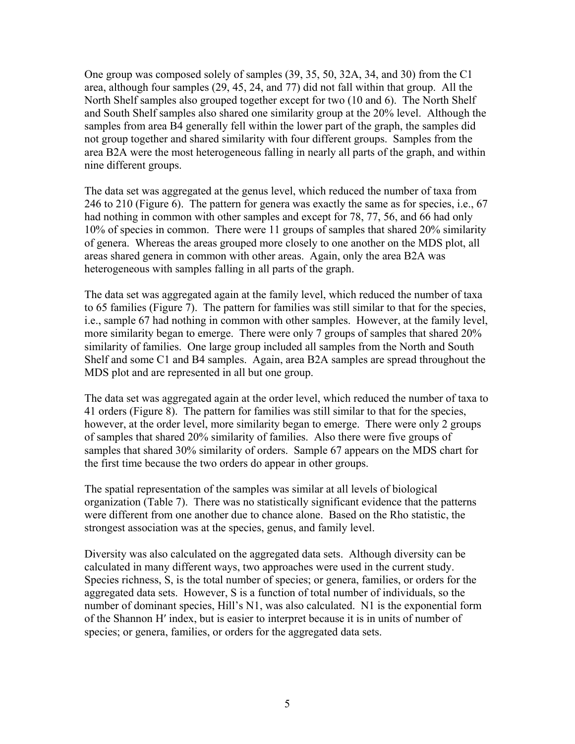One group was composed solely of samples (39, 35, 50, 32A, 34, and 30) from the C1 area, although four samples (29, 45, 24, and 77) did not fall within that group. All the North Shelf samples also grouped together except for two (10 and 6). The North Shelf and South Shelf samples also shared one similarity group at the 20% level. Although the samples from area B4 generally fell within the lower part of the graph, the samples did not group together and shared similarity with four different groups. Samples from the area B2A were the most heterogeneous falling in nearly all parts of the graph, and within nine different groups.

The data set was aggregated at the genus level, which reduced the number of taxa from 246 to 210 (Figure 6). The pattern for genera was exactly the same as for species, i.e., 67 had nothing in common with other samples and except for 78, 77, 56, and 66 had only 10% of species in common. There were 11 groups of samples that shared 20% similarity of genera. Whereas the areas grouped more closely to one another on the MDS plot, all areas shared genera in common with other areas. Again, only the area B2A was heterogeneous with samples falling in all parts of the graph.

The data set was aggregated again at the family level, which reduced the number of taxa to 65 families (Figure 7). The pattern for families was still similar to that for the species, i.e., sample 67 had nothing in common with other samples. However, at the family level, more similarity began to emerge. There were only 7 groups of samples that shared 20% similarity of families. One large group included all samples from the North and South Shelf and some C1 and B4 samples. Again, area B2A samples are spread throughout the MDS plot and are represented in all but one group.

The data set was aggregated again at the order level, which reduced the number of taxa to 41 orders (Figure 8). The pattern for families was still similar to that for the species, however, at the order level, more similarity began to emerge. There were only 2 groups of samples that shared 20% similarity of families. Also there were five groups of samples that shared 30% similarity of orders. Sample 67 appears on the MDS chart for the first time because the two orders do appear in other groups.

The spatial representation of the samples was similar at all levels of biological organization (Table 7). There was no statistically significant evidence that the patterns were different from one another due to chance alone. Based on the Rho statistic, the strongest association was at the species, genus, and family level.

Diversity was also calculated on the aggregated data sets. Although diversity can be calculated in many different ways, two approaches were used in the current study. Species richness, S, is the total number of species; or genera, families, or orders for the aggregated data sets. However, S is a function of total number of individuals, so the number of dominant species, Hill's N1, was also calculated. N1 is the exponential form of the Shannon $H'$ index, but is easier to interpret because it is in units of number of species; or genera, families, or orders for the aggregated data sets.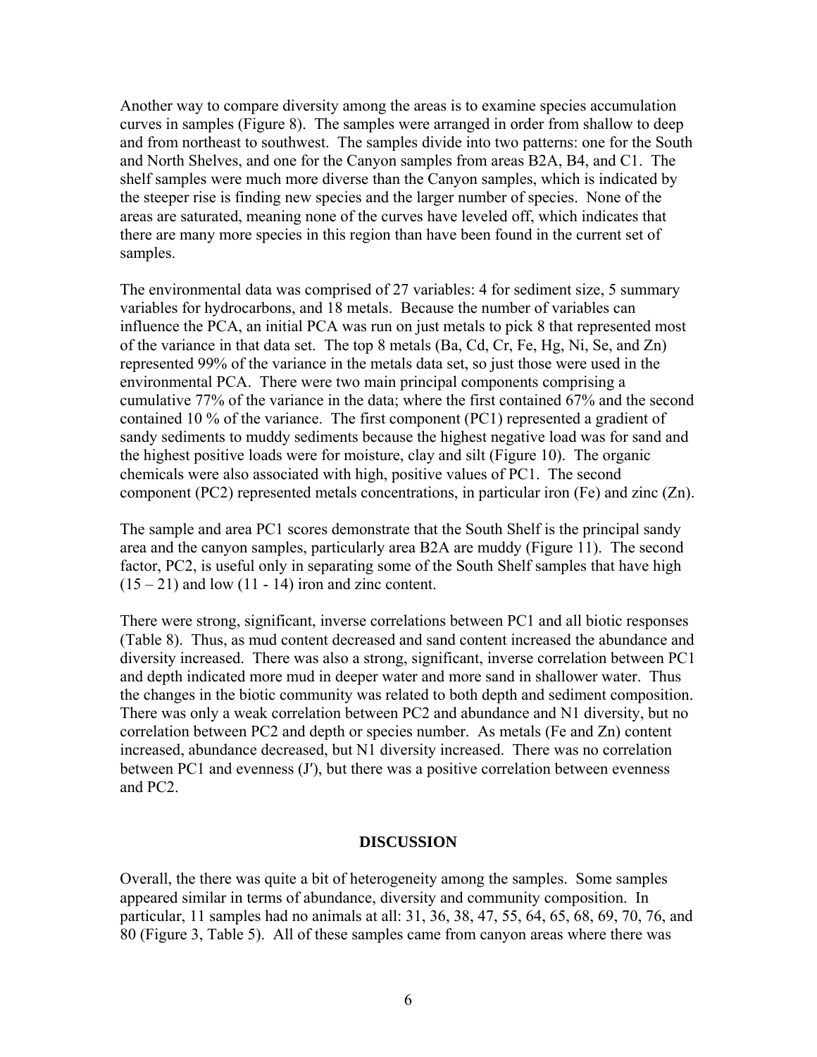Another way to compare diversity among the areas is to examine species accumulation curves in samples (Figure 8). The samples were arranged in order from shallow to deep and from northeast to southwest. The samples divide into two patterns: one for the South and North Shelves, and one for the Canyon samples from areas B2A, B4, and C1. The shelf samples were much more diverse than the Canyon samples, which is indicated by the steeper rise is finding new species and the larger number of species. None of the areas are saturated, meaning none of the curves have leveled off, which indicates that there are many more species in this region than have been found in the current set of samples.

The environmental data was comprised of 27 variables: 4 for sediment size, 5 summary variables for hydrocarbons, and 18 metals. Because the number of variables can influence the PCA, an initial PCA was run on just metals to pick 8 that represented most of the variance in that data set. The top 8 metals (Ba, Cd, Cr, Fe, Hg, Ni, Se, and Zn) represented 99% of the variance in the metals data set, so just those were used in the environmental PCA. There were two main principal components comprising a cumulative 77% of the variance in the data; where the first contained 67% and the second contained 10 % of the variance. The first component (PC1) represented a gradient of sandy sediments to muddy sediments because the highest negative load was for sand and the highest positive loads were for moisture, clay and silt (Figure 10). The organic chemicals were also associated with high, positive values of PC1. The second component (PC2) represented metals concentrations, in particular iron (Fe) and zinc (Zn).

The sample and area PC1 scores demonstrate that the South Shelf is the principal sandy area and the canyon samples, particularly area B2A are muddy (Figure 11). The second factor, PC2, is useful only in separating some of the South Shelf samples that have high (15 – 21) and low (11 - 14) iron and zinc content.

There were strong, significant, inverse correlations between PC1 and all biotic responses (Table 8). Thus, as mud content decreased and sand content increased the abundance and diversity increased. There was also a strong, significant, inverse correlation between PC1 and depth indicated more mud in deeper water and more sand in shallower water. Thus the changes in the biotic community was related to both depth and sediment composition. There was only a weak correlation between PC2 and abundance and N1 diversity, but no correlation between PC2 and depth or species number. As metals (Fe and Zn) content increased, abundance decreased, but N1 diversity increased. There was no correlation between PC1 and evenness (J′), but there was a positive correlation between evenness and PC2.

## DISCUSSION

Overall, the there was quite a bit of heterogeneity among the samples. Some samples appeared similar in terms of abundance, diversity and community composition. In particular, 11 samples had no animals at all: 31, 36, 38, 47, 55, 64, 65, 68, 69, 70, 76, and 80 (Figure 3, Table 5). All of these samples came from canyon areas where there was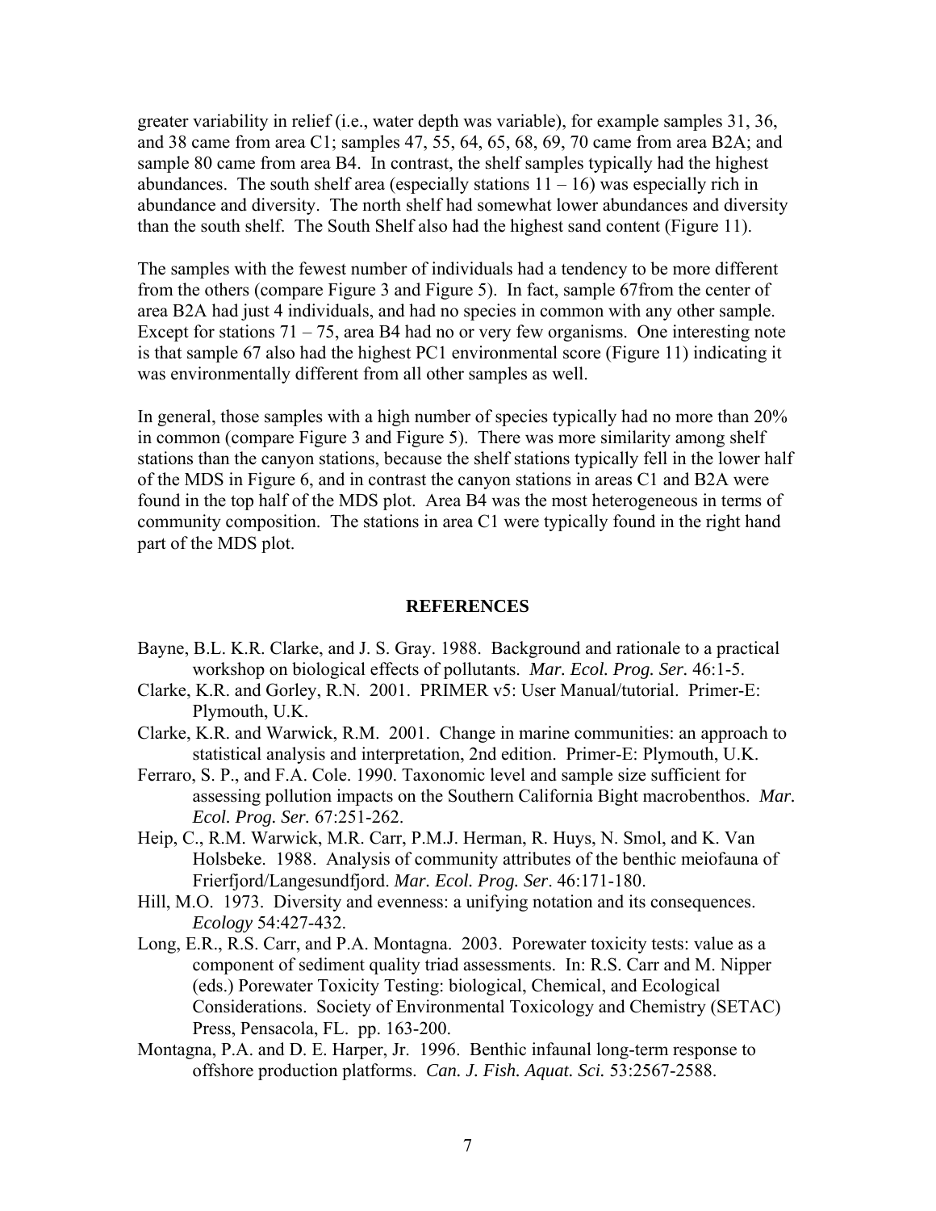greater variability in relief (i.e., water depth was variable), for example samples 31, 36, and 38 came from area C1; samples 47, 55, 64, 65, 68, 69, 70 came from area B2A; and sample 80 came from area B4. In contrast, the shelf samples typically had the highest abundances. The south shelf area (especially stations 11 – 16) was especially rich in abundance and diversity. The north shelf had somewhat lower abundances and diversity than the south shelf. The South Shelf also had the highest sand content (Figure 11).

The samples with the fewest number of individuals had a tendency to be more different from the others (compare Figure 3 and Figure 5). In fact, sample 67from the center of area B2A had just 4 individuals, and had no species in common with any other sample. Except for stations 71 – 75, area B4 had no or very few organisms. One interesting note is that sample 67 also had the highest PC1 environmental score (Figure 11) indicating it was environmentally different from all other samples as well.

In general, those samples with a high number of species typically had no more than 20% in common (compare Figure 3 and Figure 5). There was more similarity among shelf stations than the canyon stations, because the shelf stations typically fell in the lower half of the MDS in Figure 6, and in contrast the canyon stations in areas C1 and B2A were found in the top half of the MDS plot. Area B4 was the most heterogeneous in terms of community composition. The stations in area C1 were typically found in the right hand part of the MDS plot.

## REFERENCES

Bayne, B.L. K.R. Clarke, and J. S. Gray. 1988. Background and rationale to a practical workshop on biological effects of pollutants. *Mar. Ecol. Prog. Ser.* 46:1-5.

Clarke, K.R. and Gorley, R.N. 2001. PRIMER v5: User Manual/tutorial. Primer-E: Plymouth, U.K.

Clarke, K.R. and Warwick, R.M. 2001. Change in marine communities: an approach to statistical analysis and interpretation, 2nd edition. Primer-E: Plymouth, U.K.

Ferraro, S. P., and F.A. Cole. 1990. Taxonomic level and sample size sufficient for assessing pollution impacts on the Southern California Bight macrobenthos. *Mar. Ecol. Prog. Ser.* 67:251-262.

Heip, C., R.M. Warwick, M.R. Carr, P.M.J. Herman, R. Huys, N. Smol, and K. Van Holsbeke. 1988. Analysis of community attributes of the benthic meiofauna of Frierfjord/Langesundfjord. *Mar. Ecol. Prog. Ser*. 46:171-180.

Hill, M.O. 1973. Diversity and evenness: a unifying notation and its consequences. *Ecology* 54:427-432.

Long, E.R., R.S. Carr, and P.A. Montagna. 2003. Porewater toxicity tests: value as a component of sediment quality triad assessments. In: R.S. Carr and M. Nipper (eds.) Porewater Toxicity Testing: biological, Chemical, and Ecological Considerations. Society of Environmental Toxicology and Chemistry (SETAC) Press, Pensacola, FL. pp. 163-200.

Montagna, P.A. and D. E. Harper, Jr. 1996. Benthic infaunal long-term response to offshore production platforms. *Can. J. Fish. Aquat. Sci.* 53:2567-2588.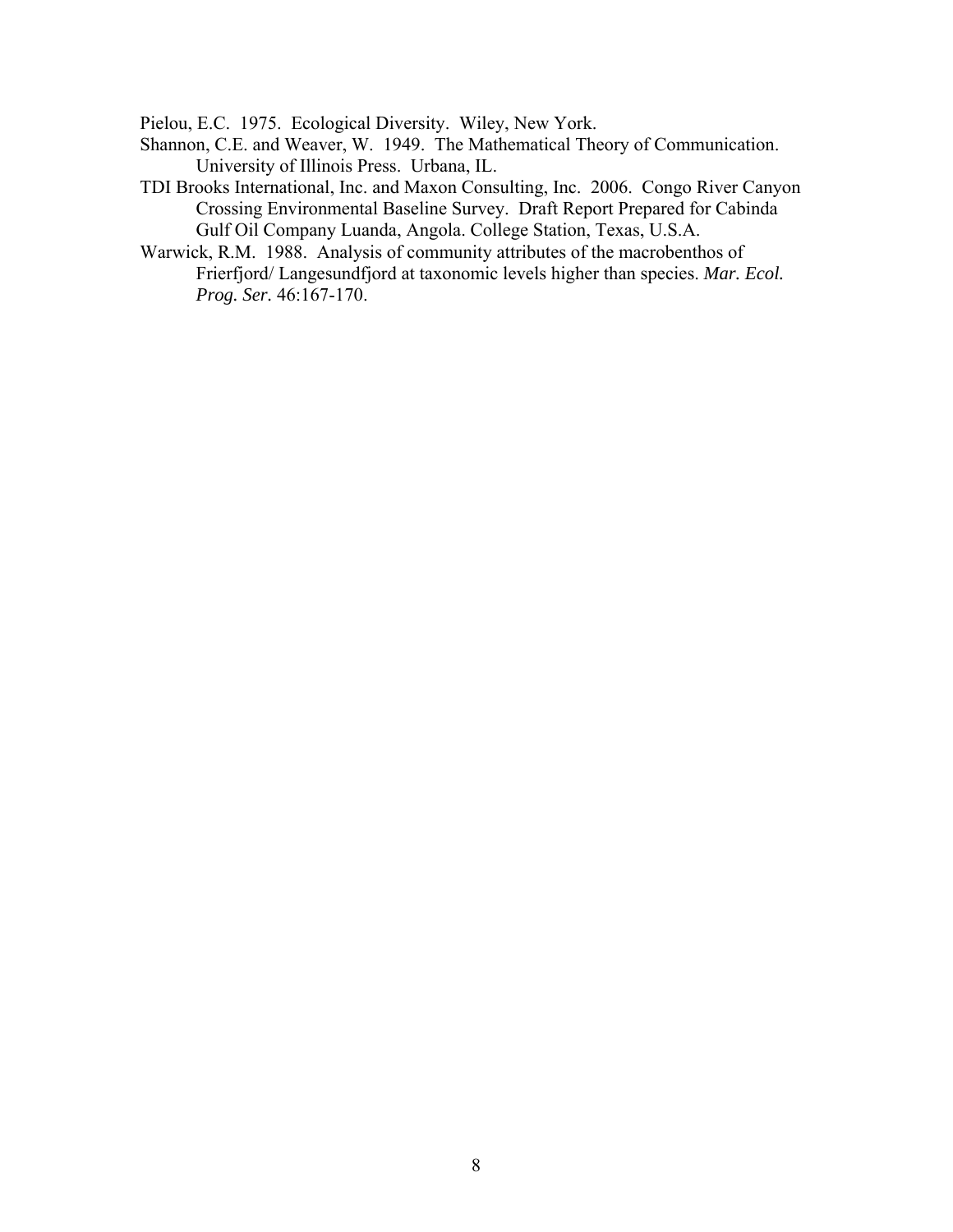Pielou, E.C. 1975. Ecological Diversity. Wiley, New York.

Shannon, C.E. and Weaver, W. 1949. The Mathematical Theory of Communication. University of Illinois Press. Urbana, IL.

TDI Brooks International, Inc. and Maxon Consulting, Inc. 2006. Congo River Canyon Crossing Environmental Baseline Survey. Draft Report Prepared for Cabinda Gulf Oil Company Luanda, Angola. College Station, Texas, U.S.A.

Warwick, R.M. 1988. Analysis of community attributes of the macrobenthos of Frierfjord/ Langesundfjord at taxonomic levels higher than species. *Mar. Ecol. Prog. Ser.* 46:167-170.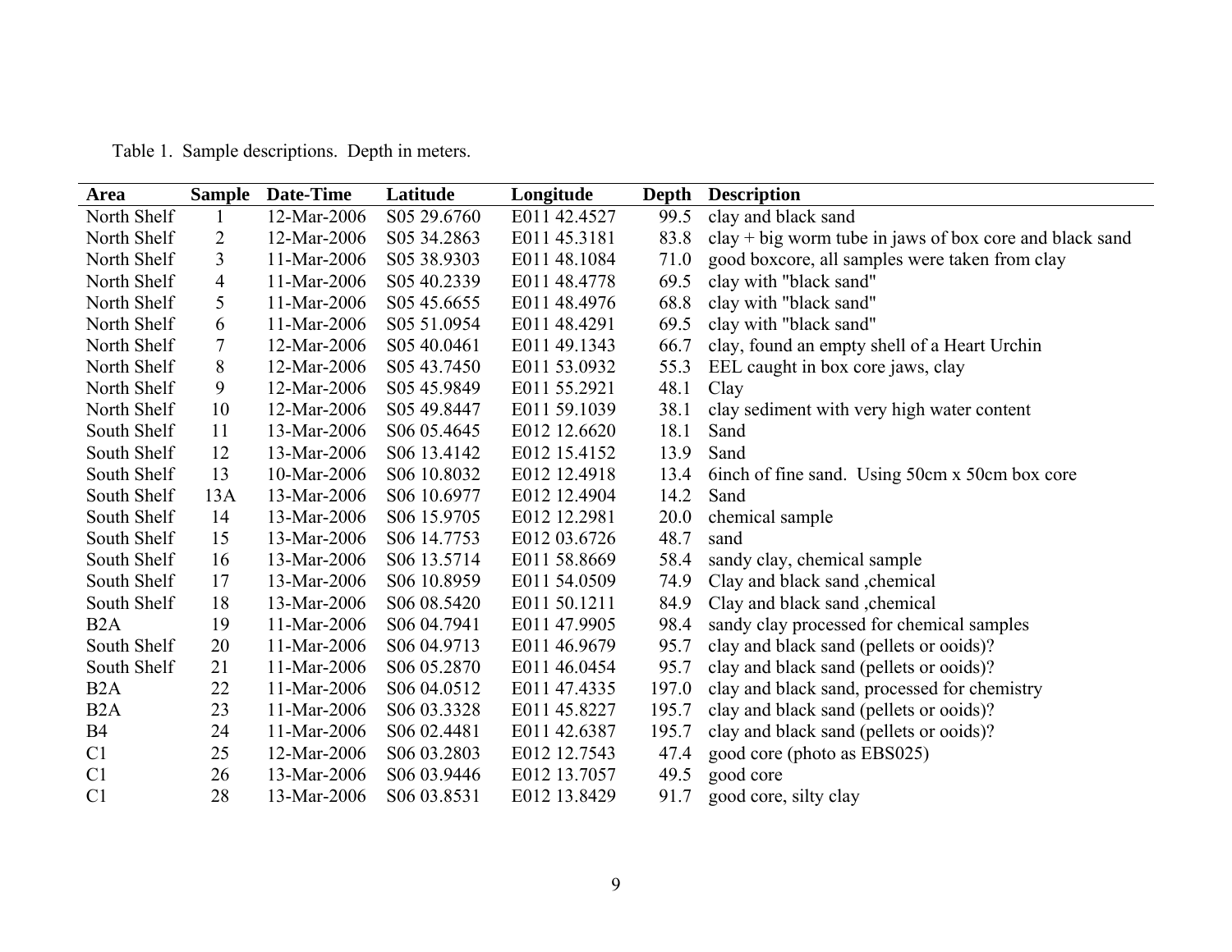Table 1. Sample descriptions. Depth in meters.

| Area | Sample | Date-Time | Latitude | Longitude | Depth | Description |
|---|---|---|---|---|---|---|
| North Shelf | 1 | 12-Mar-2006 | S05 29.6760 | E011 42.4527 | 99.5 | clay and black sand |
| North Shelf | 2 | 12-Mar-2006 | S05 34.2863 | E011 45.3181 | 83.8 | clay + big worm tube in jaws of box core and black sand |
| North Shelf | 3 | 11-Mar-2006 | S05 38.9303 | E011 48.1084 | 71.0 | good boxcore, all samples were taken from clay |
| North Shelf | 4 | 11-Mar-2006 | S05 40.2339 | E011 48.4778 | 69.5 | clay with "black sand" |
| North Shelf | 5 | 11-Mar-2006 | S05 45.6655 | E011 48.4976 | 68.8 | clay with "black sand" |
| North Shelf | 6 | 11-Mar-2006 | S05 51.0954 | E011 48.4291 | 69.5 | clay with "black sand" |
| North Shelf | 7 | 12-Mar-2006 | S05 40.0461 | E011 49.1343 | 66.7 | clay, found an empty shell of a Heart Urchin |
| North Shelf | 8 | 12-Mar-2006 | S05 43.7450 | E011 53.0932 | 55.3 | EEL caught in box core jaws, clay |
| North Shelf | 9 | 12-Mar-2006 | S05 45.9849 | E011 55.2921 | 48.1 | Clay |
| North Shelf | 10 | 12-Mar-2006 | S05 49.8447 | E011 59.1039 | 38.1 | clay sediment with very high water content |
| South Shelf | 11 | 13-Mar-2006 | S06 05.4645 | E012 12.6620 | 18.1 | Sand |
| South Shelf | 12 | 13-Mar-2006 | S06 13.4142 | E012 15.4152 | 13.9 | Sand |
| South Shelf | 13 | 10-Mar-2006 | S06 10.8032 | E012 12.4918 | 13.4 | 6inch of fine sand. Using 50cm x 50cm box core |
| South Shelf | 13A | 13-Mar-2006 | S06 10.6977 | E012 12.4904 | 14.2 | Sand |
| South Shelf | 14 | 13-Mar-2006 | S06 15.9705 | E012 12.2981 | 20.0 | chemical sample |
| South Shelf | 15 | 13-Mar-2006 | S06 14.7753 | E012 03.6726 | 48.7 | sand |
| South Shelf | 16 | 13-Mar-2006 | S06 13.5714 | E011 58.8669 | 58.4 | sandy clay, chemical sample |
| South Shelf | 17 | 13-Mar-2006 | S06 10.8959 | E011 54.0509 | 74.9 | Clay and black sand ,chemical |
| South Shelf | 18 | 13-Mar-2006 | S06 08.5420 | E011 50.1211 | 84.9 | Clay and black sand ,chemical |
| B2A | 19 | 11-Mar-2006 | S06 04.7941 | E011 47.9905 | 98.4 | sandy clay processed for chemical samples |
| South Shelf | 20 | 11-Mar-2006 | S06 04.9713 | E011 46.9679 | 95.7 | clay and black sand (pellets or ooids)? |
| South Shelf | 21 | 11-Mar-2006 | S06 05.2870 | E011 46.0454 | 95.7 | clay and black sand (pellets or ooids)? |
| B2A | 22 | 11-Mar-2006 | S06 04.0512 | E011 47.4335 | 197.0 | clay and black sand, processed for chemistry |
| B2A | 23 | 11-Mar-2006 | S06 03.3328 | E011 45.8227 | 195.7 | clay and black sand (pellets or ooids)? |
| B4 | 24 | 11-Mar-2006 | S06 02.4481 | E011 42.6387 | 195.7 | clay and black sand (pellets or ooids)? |
| C1 | 25 | 12-Mar-2006 | S06 03.2803 | E012 12.7543 | 47.4 | good core (photo as EBS025) |
| C1 | 26 | 13-Mar-2006 | S06 03.9446 | E012 13.7057 | 49.5 | good core |
| C1 | 28 | 13-Mar-2006 | S06 03.8531 | E012 13.8429 | 91.7 | good core, silty clay |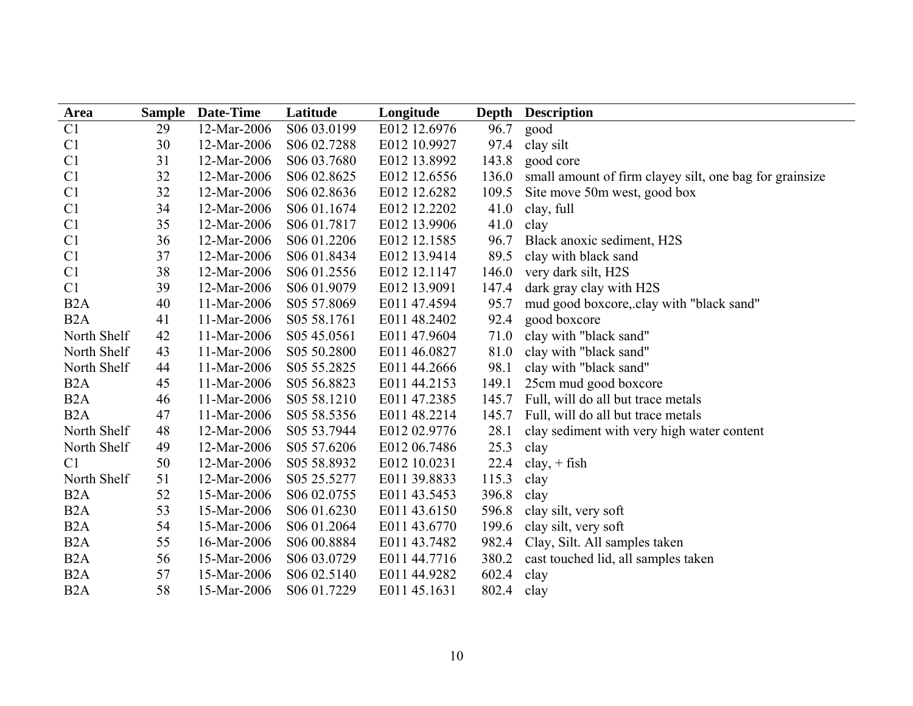| Area | Sample | Date-Time | Latitude | Longitude | Depth | Description |
|---|---|---|---|---|---|---|
| C1 | 29 | 12-Mar-2006 | S06 03.0199 | E012 12.6976 | 96.7 | good |
| C1 | 30 | 12-Mar-2006 | S06 02.7288 | E012 10.9927 | 97.4 | clay silt |
| C1 | 31 | 12-Mar-2006 | S06 03.7680 | E012 13.8992 | 143.8 | good core |
| C1 | 32 | 12-Mar-2006 | S06 02.8625 | E012 12.6556 | 136.0 | small amount of firm clayey silt, one bag for grainsize |
| C1 | 32 | 12-Mar-2006 | S06 02.8636 | E012 12.6282 | 109.5 | Site move 50m west, good box |
| C1 | 34 | 12-Mar-2006 | S06 01.1674 | E012 12.2202 | 41.0 | clay, full |
| C1 | 35 | 12-Mar-2006 | S06 01.7817 | E012 13.9906 | 41.0 | clay |
| C1 | 36 | 12-Mar-2006 | S06 01.2206 | E012 12.1585 | 96.7 | Black anoxic sediment, $H_2S$ |
| C1 | 37 | 12-Mar-2006 | S06 01.8434 | E012 13.9414 | 89.5 | clay with black sand |
| C1 | 38 | 12-Mar-2006 | S06 01.2556 | E012 12.1147 | 146.0 | very dark silt, $H_2S$ |
| C1 | 39 | 12-Mar-2006 | S06 01.9079 | E012 13.9091 | 147.4 | dark gray clay with $H_2S$ |
| B2A | 40 | 11-Mar-2006 | S05 57.8069 | E011 47.4594 | 95.7 | mud good boxcore,.clay with "black sand" |
| B2A | 41 | 11-Mar-2006 | S05 58.1761 | E011 48.2402 | 92.4 | good boxcore |
| North Shelf | 42 | 11-Mar-2006 | S05 45.0561 | E011 47.9604 | 71.0 | clay with "black sand" |
| North Shelf | 43 | 11-Mar-2006 | S05 50.2800 | E011 46.0827 | 81.0 | clay with "black sand" |
| North Shelf | 44 | 11-Mar-2006 | S05 55.2825 | E011 44.2666 | 98.1 | clay with "black sand" |
| B2A | 45 | 11-Mar-2006 | S05 56.8823 | E011 44.2153 | 149.1 | 25cm mud good boxcore |
| B2A | 46 | 11-Mar-2006 | S05 58.1210 | E011 47.2385 | 145.7 | Full, will do all but trace metals |
| B2A | 47 | 11-Mar-2006 | S05 58.5356 | E011 48.2214 | 145.7 | Full, will do all but trace metals |
| North Shelf | 48 | 12-Mar-2006 | S05 53.7944 | E012 02.9776 | 28.1 | clay sediment with very high water content |
| North Shelf | 49 | 12-Mar-2006 | S05 57.6206 | E012 06.7486 | 25.3 | clay |
| C1 | 50 | 12-Mar-2006 | S05 58.8932 | E012 10.0231 | 22.4 | clay, + fish |
| North Shelf | 51 | 12-Mar-2006 | S05 25.5277 | E011 39.8833 | 115.3 | clay |
| B2A | 52 | 15-Mar-2006 | S06 02.0755 | E011 43.5453 | 396.8 | clay |
| B2A | 53 | 15-Mar-2006 | S06 01.6230 | E011 43.6150 | 596.8 | clay silt, very soft |
| B2A | 54 | 15-Mar-2006 | S06 01.2064 | E011 43.6770 | 199.6 | clay silt, very soft |
| B2A | 55 | 16-Mar-2006 | S06 00.8884 | E011 43.7482 | 982.4 | Clay, Silt. All samples taken |
| B2A | 56 | 15-Mar-2006 | S06 03.0729 | E011 44.7716 | 380.2 | cast touched lid, all samples taken |
| B2A | 57 | 15-Mar-2006 | S06 02.5140 | E011 44.9282 | 602.4 | clay |
| B2A | 58 | 15-Mar-2006 | S06 01.7229 | E011 45.1631 | 802.4 | clay |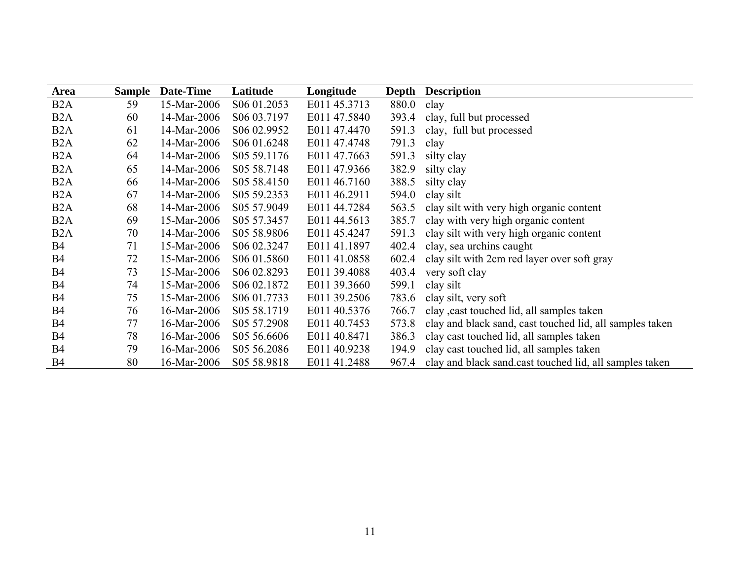| Area | Sample | Date-Time | Latitude | Longitude | Depth | Description |
|---|---|---|---|---|---|---|
| B2A | 59 | 15-Mar-2006 | S06 01.2053 | E011 45.3713 | 880.0 | clay |
| B2A | 60 | 14-Mar-2006 | S06 03.7197 | E011 47.5840 | 393.4 | clay, full but processed |
| B2A | 61 | 14-Mar-2006 | S06 02.9952 | E011 47.4470 | 591.3 | clay,  full but processed |
| B2A | 62 | 14-Mar-2006 | S06 01.6248 | E011 47.4748 | 791.3 | clay |
| B2A | 64 | 14-Mar-2006 | S05 59.1176 | E011 47.7663 | 591.3 | silty clay |
| B2A | 65 | 14-Mar-2006 | S05 58.7148 | E011 47.9366 | 382.9 | silty clay |
| B2A | 66 | 14-Mar-2006 | S05 58.4150 | E011 46.7160 | 388.5 | silty clay |
| B2A | 67 | 14-Mar-2006 | S05 59.2353 | E011 46.2911 | 594.0 | clay silt |
| B2A | 68 | 14-Mar-2006 | S05 57.9049 | E011 44.7284 | 563.5 | clay silt with very high organic content |
| B2A | 69 | 15-Mar-2006 | S05 57.3457 | E011 44.5613 | 385.7 | clay with very high organic content |
| B2A | 70 | 14-Mar-2006 | S05 58.9806 | E011 45.4247 | 591.3 | clay silt with very high organic content |
| B4 | 71 | 15-Mar-2006 | S06 02.3247 | E011 41.1897 | 402.4 | clay, sea urchins caught |
| B4 | 72 | 15-Mar-2006 | S06 01.5860 | E011 41.0858 | 602.4 | clay silt with 2cm red layer over soft gray |
| B4 | 73 | 15-Mar-2006 | S06 02.8293 | E011 39.4088 | 403.4 | very soft clay |
| B4 | 74 | 15-Mar-2006 | S06 02.1872 | E011 39.3660 | 599.1 | clay silt |
| B4 | 75 | 15-Mar-2006 | S06 01.7733 | E011 39.2506 | 783.6 | clay silt, very soft |
| B4 | 76 | 16-Mar-2006 | S05 58.1719 | E011 40.5376 | 766.7 | clay ,cast touched lid, all samples taken |
| B4 | 77 | 16-Mar-2006 | S05 57.2908 | E011 40.7453 | 573.8 | clay and black sand, cast touched lid, all samples taken |
| B4 | 78 | 16-Mar-2006 | S05 56.6606 | E011 40.8471 | 386.3 | clay cast touched lid, all samples taken |
| B4 | 79 | 16-Mar-2006 | S05 56.2086 | E011 40.9238 | 194.9 | clay cast touched lid, all samples taken |
| B4 | 80 | 16-Mar-2006 | S05 58.9818 | E011 41.2488 | 967.4 | clay and black sand.cast touched lid, all samples taken |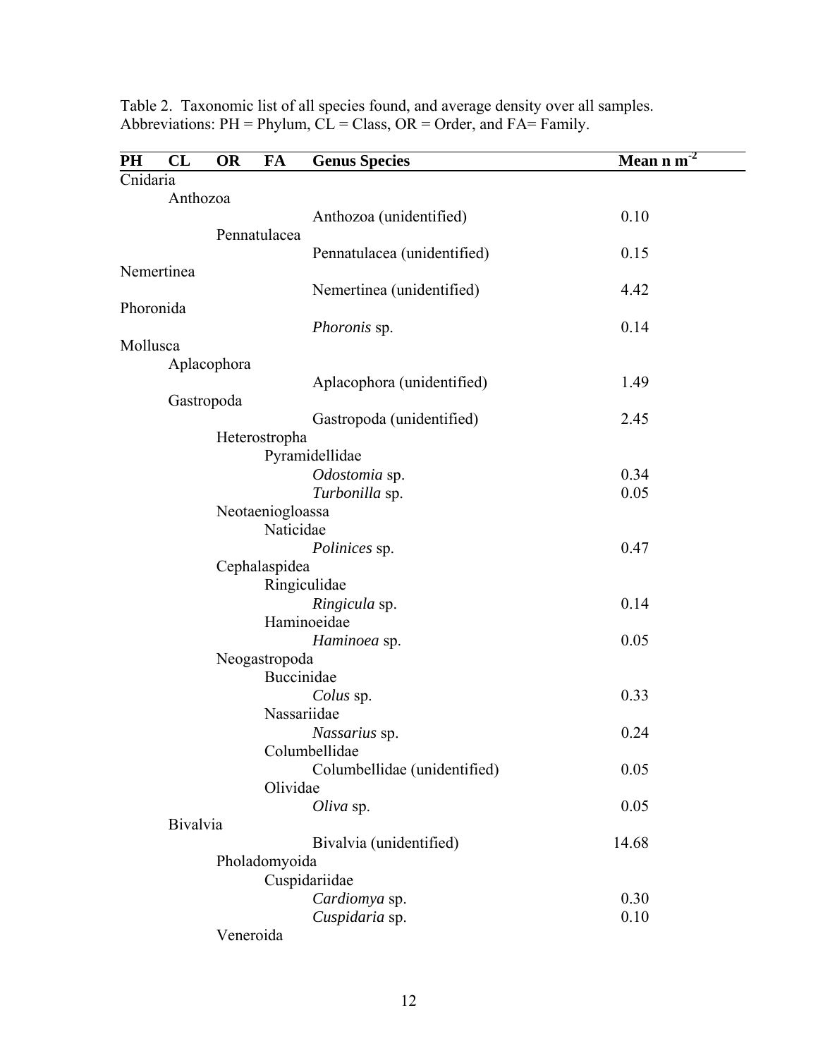Table 2. Taxonomic list of all species found, and average density over all samples. Abbreviations: PH = Phylum, CL = Class, OR = Order, and FA= Family.

| PH | CL | OR | FA | Genus Species | Mean n $m^{-2}$ |
|---|---|---|---|---|---|
| Cnidaria | | | | | |
| | Anthozoa | | | | |
| | | | | Anthozoa (unidentified) | 0.10 |
| | | Pennatulacea | | | |
| | | | | Pennatulacea (unidentified) | 0.15 |
| Nemertinea | | | | | |
| | | | | Nemertinea (unidentified) | 4.42 |
| Phoronida | | | | | |
| | | | | *Phoronis* sp. | 0.14 |
| Mollusca | | | | | |
| | Aplacophora | | | | |
| | | | | Aplacophora (unidentified) | 1.49 |
| | Gastropoda | | | | |
| | | | | Gastropoda (unidentified) | 2.45 |
| | | Heterostropha | | | |
| | | | Pyramidellidae | | |
| | | | | *Odostomia* sp. | 0.34 |
| | | | | *Turbonilla* sp. | 0.05 |
| | | Neotaeniogloassa | | | |
| | | | Naticidae | | |
| | | | | *Polinices* sp. | 0.47 |
| | | Cephalaspidea | | | |
| | | | Ringiculidae | | |
| | | | | *Ringicula* sp. | 0.14 |
| | | | Haminoeidae | | |
| | | | | *Haminoea* sp. | 0.05 |
| | | Neogastropoda | | | |
| | | | Buccinidae | | |
| | | | | *Colus* sp. | 0.33 |
| | | | Nassariidae | | |
| | | | | *Nassarius* sp. | 0.24 |
| | | | Columbellidae | | |
| | | | | Columbellidae (unidentified) | 0.05 |
| | | | Olividae | | |
| | | | | *Oliva* sp. | 0.05 |
| | Bivalvia | | | | |
| | | | | Bivalvia (unidentified) | 14.68 |
| | | Pholadomyoida | | | |
| | | | Cuspidariidae | | |
| | | | | *Cardiomya* sp. | 0.30 |
| | | | | *Cuspidaria* sp. | 0.10 |
| | | Veneroida | | | |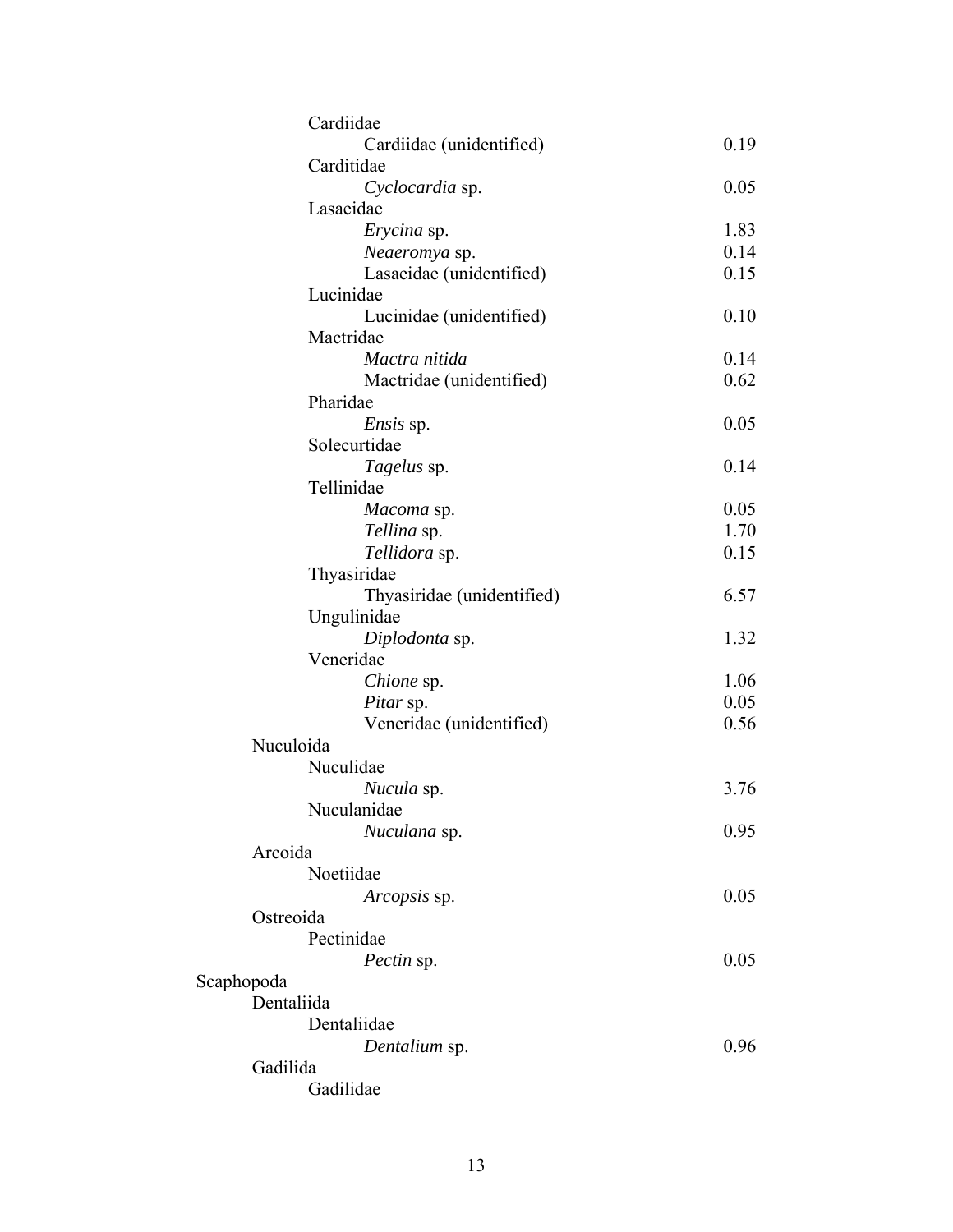| Taxon | Value |
|---|---|
| Cardiidae | |
| Cardiidae (unidentified) | 0.19 |
| Carditidae | |
| *Cyclocardia* sp. | 0.05 |
| Lasaeidae | |
| *Erycina* sp. | 1.83 |
| *Neaeromya* sp. | 0.14 |
| Lasaeidae (unidentified) | 0.15 |
| Lucinidae | |
| Lucinidae (unidentified) | 0.10 |
| Mactridae | |
| *Mactra nitida* | 0.14 |
| Mactridae (unidentified) | 0.62 |
| Pharidae | |
| *Ensis* sp. | 0.05 |
| Solecurtidae | |
| *Tagelus* sp. | 0.14 |
| Tellinidae | |
| *Macoma* sp. | 0.05 |
| *Tellina* sp. | 1.70 |
| *Tellidora* sp. | 0.15 |
| Thyasiridae | |
| Thyasiridae (unidentified) | 6.57 |
| Ungulinidae | |
| *Diplodonta* sp. | 1.32 |
| Veneridae | |
| *Chione* sp. | 1.06 |
| *Pitar* sp. | 0.05 |
| Veneridae (unidentified) | 0.56 |
| Nuculoida | |
| Nuculidae | |
| *Nucula* sp. | 3.76 |
| Nuculanidae | |
| *Nuculana* sp. | 0.95 |
| Arcoida | |
| Noetiidae | |
| *Arcopsis* sp. | 0.05 |
| Ostreoida | |
| Pectinidae | |
| *Pectin* sp. | 0.05 |
| Scaphopoda | |
| Dentaliida | |
| Dentaliidae | |
| *Dentalium* sp. | 0.96 |
| Gadilida | |
| Gadilidae | |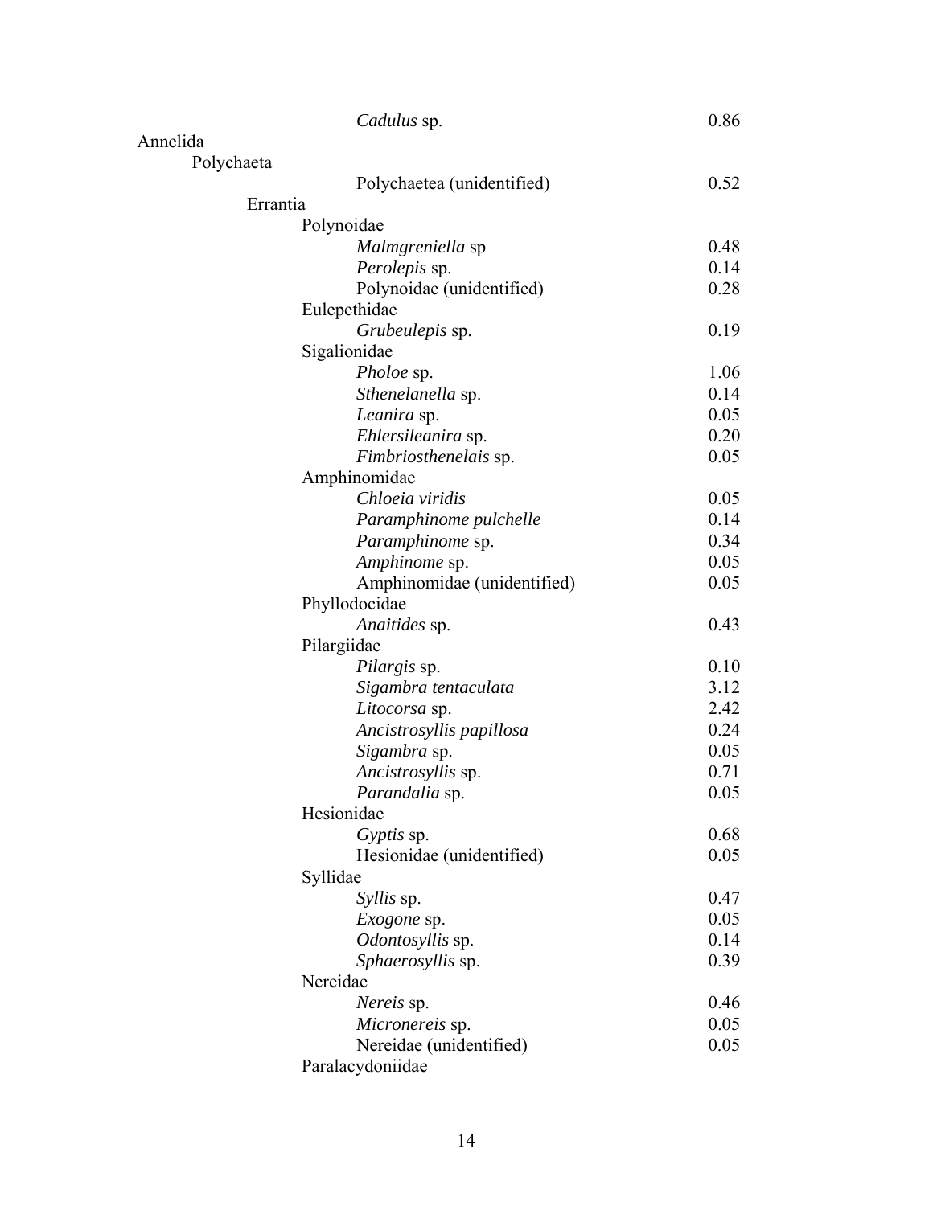| Taxon | Value |
|---|---|
| *Cadulus* sp. | 0.86 |
| Annelida | |
| Polychaeta | |
| Polychaetea (unidentified) | 0.52 |
| Errantia | |
| Polynoidae | |
| *Malmgreniella* sp | 0.48 |
| *Perolepis* sp. | 0.14 |
| Polynoidae (unidentified) | 0.28 |
| Eulepethidae | |
| *Grubeulepis* sp. | 0.19 |
| Sigalionidae | |
| *Pholoe* sp. | 1.06 |
| *Sthenelanella* sp. | 0.14 |
| *Leanira* sp. | 0.05 |
| *Ehlersileanira* sp. | 0.20 |
| *Fimbriosthenelais* sp. | 0.05 |
| Amphinomidae | |
| *Chloeia viridis* | 0.05 |
| *Paramphinome pulchelle* | 0.14 |
| *Paramphinome* sp. | 0.34 |
| *Amphinome* sp. | 0.05 |
| Amphinomidae (unidentified) | 0.05 |
| Phyllodocidae | |
| *Anaitides* sp. | 0.43 |
| Pilargiidae | |
| *Pilargis* sp. | 0.10 |
| *Sigambra tentaculata* | 3.12 |
| *Litocorsa* sp. | 2.42 |
| *Ancistrosyllis papillosa* | 0.24 |
| *Sigambra* sp. | 0.05 |
| *Ancistrosyllis* sp. | 0.71 |
| *Parandalia* sp. | 0.05 |
| Hesionidae | |
| *Gyptis* sp. | 0.68 |
| Hesionidae (unidentified) | 0.05 |
| Syllidae | |
| *Syllis* sp. | 0.47 |
| *Exogone* sp. | 0.05 |
| *Odontosyllis* sp. | 0.14 |
| *Sphaerosyllis* sp. | 0.39 |
| Nereidae | |
| *Nereis* sp. | 0.46 |
| *Micronereis* sp. | 0.05 |
| Nereidae (unidentified) | 0.05 |
| Paralacydoniidae | |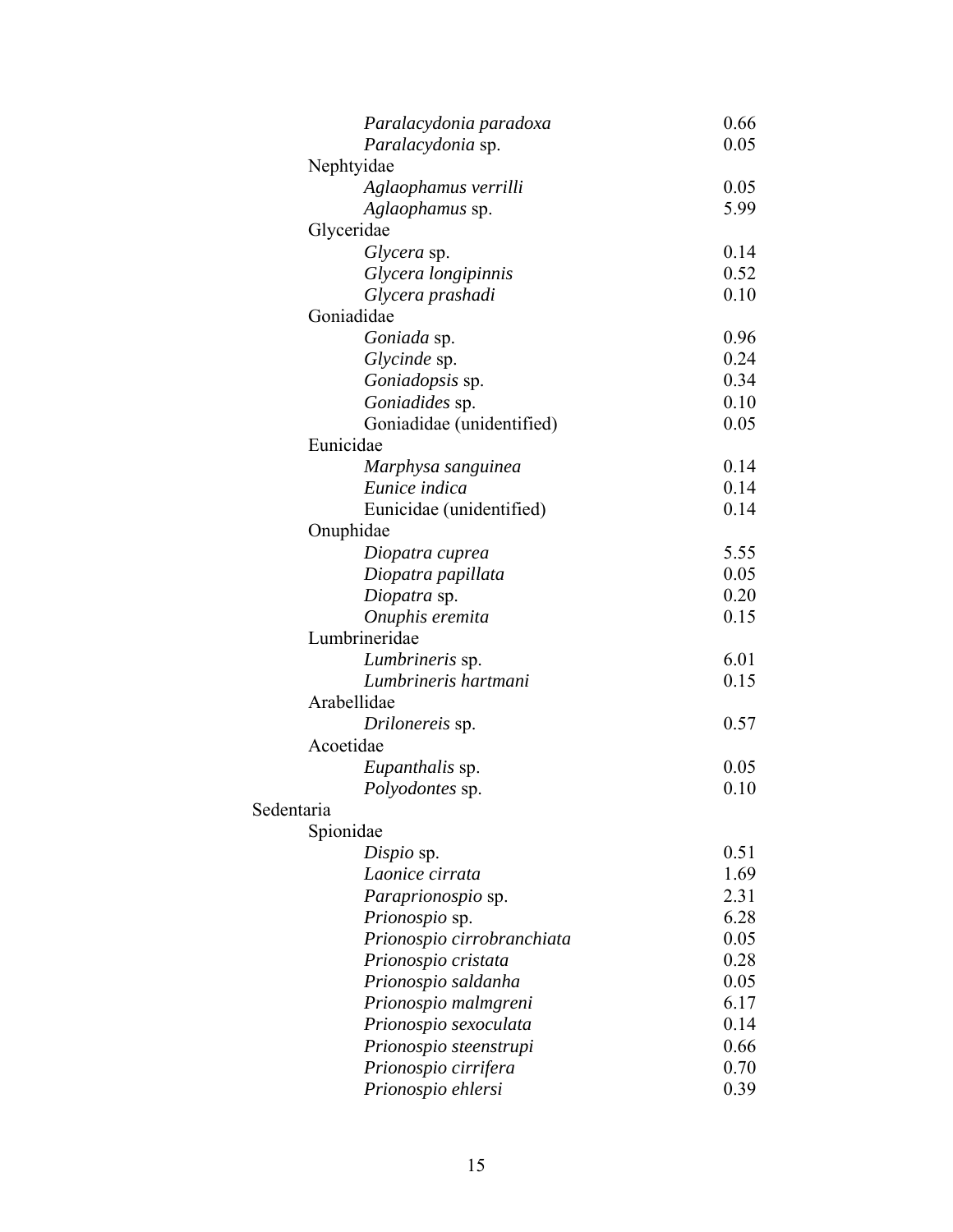| | |
|---|---|
| *Paralacydonia paradoxa* | 0.66 |
| *Paralacydonia* sp. | 0.05 |
| Nephtyidae | |
| *Aglaophamus verrilli* | 0.05 |
| *Aglaophamus* sp. | 5.99 |
| Glyceridae | |
| *Glycera* sp. | 0.14 |
| *Glycera longipinnis* | 0.52 |
| *Glycera prashadi* | 0.10 |
| Goniadidae | |
| *Goniada* sp. | 0.96 |
| *Glycinde* sp. | 0.24 |
| *Goniadopsis* sp. | 0.34 |
| *Goniadides* sp. | 0.10 |
| Goniadidae (unidentified) | 0.05 |
| Eunicidae | |
| *Marphysa sanguinea* | 0.14 |
| *Eunice indica* | 0.14 |
| Eunicidae (unidentified) | 0.14 |
| Onuphidae | |
| *Diopatra cuprea* | 5.55 |
| *Diopatra papillata* | 0.05 |
| *Diopatra* sp. | 0.20 |
| *Onuphis eremita* | 0.15 |
| Lumbrineridae | |
| *Lumbrineris* sp. | 6.01 |
| *Lumbrineris hartmani* | 0.15 |
| Arabellidae | |
| *Drilonereis* sp. | 0.57 |
| Acoetidae | |
| *Eupanthalis* sp. | 0.05 |
| *Polyodontes* sp. | 0.10 |
| Sedentaria | |
| Spionidae | |
| *Dispio* sp. | 0.51 |
| *Laonice cirrata* | 1.69 |
| *Paraprionospio* sp. | 2.31 |
| *Prionospio* sp. | 6.28 |
| *Prionospio cirrobranchiata* | 0.05 |
| *Prionospio cristata* | 0.28 |
| *Prionospio saldanha* | 0.05 |
| *Prionospio malmgreni* | 6.17 |
| *Prionospio sexoculata* | 0.14 |
| *Prionospio steenstrupi* | 0.66 |
| *Prionospio cirrifera* | 0.70 |
| *Prionospio ehlersi* | 0.39 |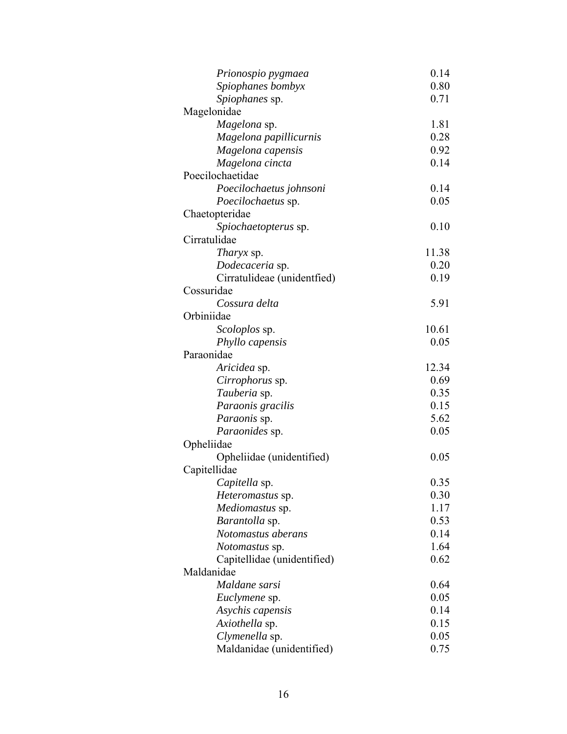| | |
|---|---|
| *Prionospio pygmaea* | 0.14 |
| *Spiophanes bombyx* | 0.80 |
| *Spiophanes* sp. | 0.71 |
| Magelonidae | |
| *Magelona* sp. | 1.81 |
| *Magelona papillicurnis* | 0.28 |
| *Magelona capensis* | 0.92 |
| *Magelona cincta* | 0.14 |
| Poecilochaetidae | |
| *Poecilochaetus johnsoni* | 0.14 |
| *Poecilochaetus* sp. | 0.05 |
| Chaetopteridae | |
| *Spiochaetopterus* sp. | 0.10 |
| Cirratulidae | |
| *Tharyx* sp. | 11.38 |
| *Dodecaceria* sp. | 0.20 |
| Cirratulideae (unidentfied) | 0.19 |
| Cossuridae | |
| *Cossura delta* | 5.91 |
| Orbiniidae | |
| *Scoloplos* sp. | 10.61 |
| *Phyllo capensis* | 0.05 |
| Paraonidae | |
| *Aricidea* sp. | 12.34 |
| *Cirrophorus* sp. | 0.69 |
| *Tauberia* sp. | 0.35 |
| *Paraonis gracilis* | 0.15 |
| *Paraonis* sp. | 5.62 |
| *Paraonides* sp. | 0.05 |
| Opheliidae | |
| Opheliidae (unidentified) | 0.05 |
| Capitellidae | |
| *Capitella* sp. | 0.35 |
| *Heteromastus* sp. | 0.30 |
| *Mediomastus* sp. | 1.17 |
| *Barantolla* sp. | 0.53 |
| *Notomastus aberans* | 0.14 |
| *Notomastus* sp. | 1.64 |
| Capitellidae (unidentified) | 0.62 |
| Maldanidae | |
| *Maldane sarsi* | 0.64 |
| *Euclymene* sp. | 0.05 |
| *Asychis capensis* | 0.14 |
| *Axiothella* sp. | 0.15 |
| *Clymenella* sp. | 0.05 |
| Maldanidae (unidentified) | 0.75 |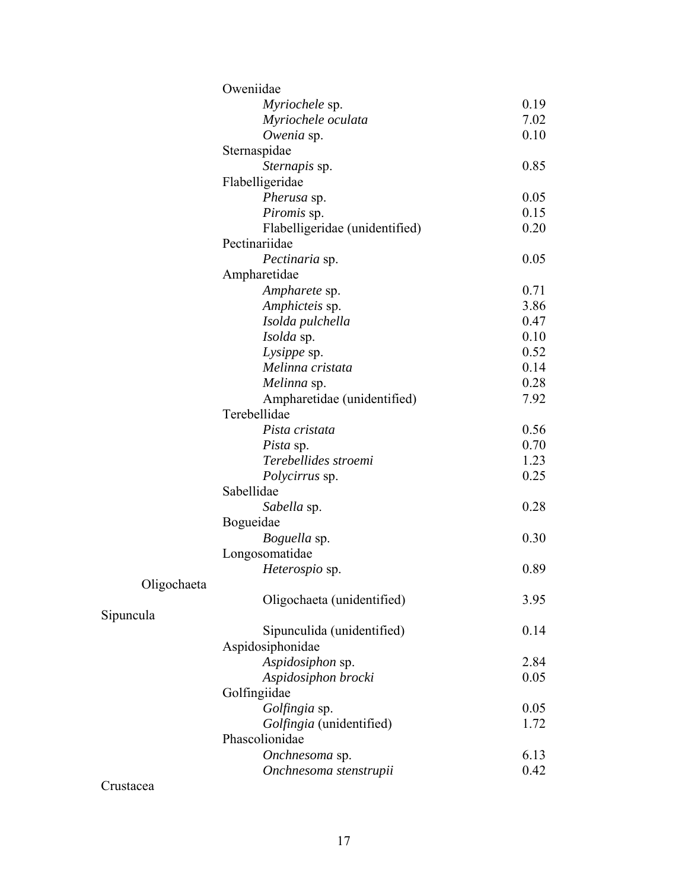| Taxon | | | Value |
|---|---|---|---|
| | Oweniidae | | |
| | | *Myriochele* sp. | 0.19 |
| | | *Myriochele oculata* | 7.02 |
| | | *Owenia* sp. | 0.10 |
| | Sternaspidae | | |
| | | *Sternapis* sp. | 0.85 |
| | Flabelligeridae | | |
| | | *Pherusa* sp. | 0.05 |
| | | *Piromis* sp. | 0.15 |
| | | Flabelligeridae (unidentified) | 0.20 |
| | Pectinariidae | | |
| | | *Pectinaria* sp. | 0.05 |
| | Ampharetidae | | |
| | | *Ampharete* sp. | 0.71 |
| | | *Amphicteis* sp. | 3.86 |
| | | *Isolda pulchella* | 0.47 |
| | | *Isolda* sp. | 0.10 |
| | | *Lysippe* sp. | 0.52 |
| | | *Melinna cristata* | 0.14 |
| | | *Melinna* sp. | 0.28 |
| | | Ampharetidae (unidentified) | 7.92 |
| | Terebellidae | | |
| | | *Pista cristata* | 0.56 |
| | | *Pista* sp. | 0.70 |
| | | *Terebellides stroemi* | 1.23 |
| | | *Polycirrus* sp. | 0.25 |
| | Sabellidae | | |
| | | *Sabella* sp. | 0.28 |
| | Bogueidae | | |
| | | *Boguella* sp. | 0.30 |
| | Longosomatidae | | |
| | | *Heterospio* sp. | 0.89 |
| Oligochaeta | | | |
| | | Oligochaeta (unidentified) | 3.95 |
| Sipuncula | | | |
| | | Sipunculida (unidentified) | 0.14 |
| | Aspidosiphonidae | | |
| | | *Aspidosiphon* sp. | 2.84 |
| | | *Aspidosiphon brocki* | 0.05 |
| | Golfingiidae | | |
| | | *Golfingia* sp. | 0.05 |
| | | *Golfingia* (unidentified) | 1.72 |
| | Phascolionidae | | |
| | | *Onchnesoma* sp. | 6.13 |
| | | *Onchnesoma stenstrupii* | 0.42 |
| Crustacea | | | |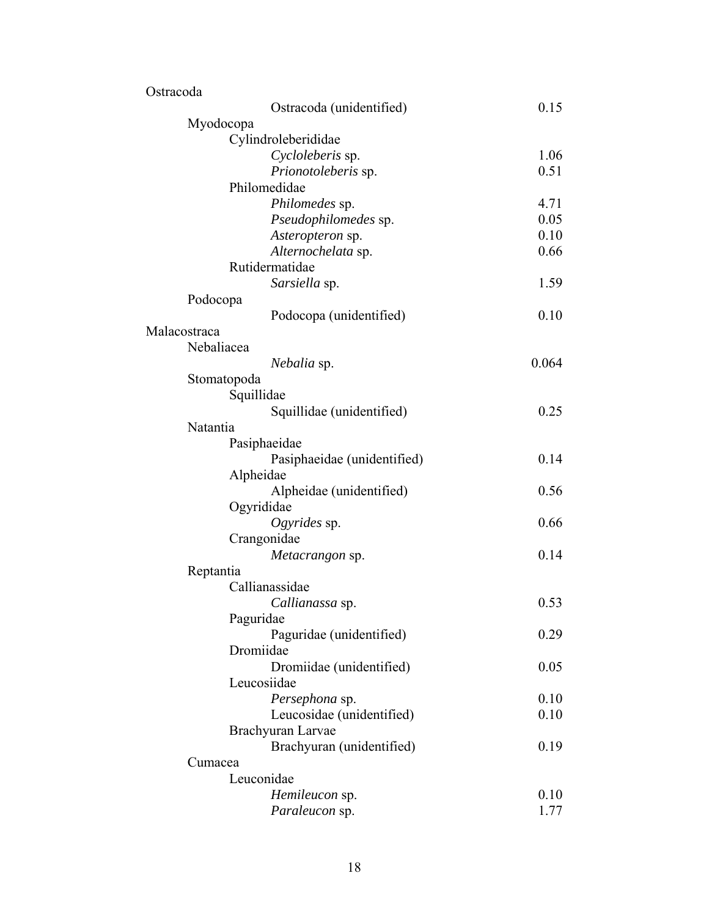| Taxon | Value |
| --- | --- |
| Ostracoda | |
| Ostracoda (unidentified) | 0.15 |
| Myodocopa | |
| Cylindroleberididae | |
| *Cycloleberis* sp. | 1.06 |
| *Prionotoleberis* sp. | 0.51 |
| Philomedidae | |
| *Philomedes* sp. | 4.71 |
| *Pseudophilomedes* sp. | 0.05 |
| *Asteropteron* sp. | 0.10 |
| *Alternochelata* sp. | 0.66 |
| Rutidermatidae | |
| *Sarsiella* sp. | 1.59 |
| Podocopa | |
| Podocopa (unidentified) | 0.10 |
| Malacostraca | |
| Nebaliacea | |
| *Nebalia* sp. | 0.064 |
| Stomatopoda | |
| Squillidae | |
| Squillidae (unidentified) | 0.25 |
| Natantia | |
| Pasiphaeidae | |
| Pasiphaeidae (unidentified) | 0.14 |
| Alpheidae | |
| Alpheidae (unidentified) | 0.56 |
| Ogyrididae | |
| *Ogyrides* sp. | 0.66 |
| Crangonidae | |
| *Metacrangon* sp. | 0.14 |
| Reptantia | |
| Callianassidae | |
| *Callianassa* sp. | 0.53 |
| Paguridae | |
| Paguridae (unidentified) | 0.29 |
| Dromiidae | |
| Dromiidae (unidentified) | 0.05 |
| Leucosiidae | |
| *Persephona* sp. | 0.10 |
| Leucosidae (unidentified) | 0.10 |
| Brachyuran Larvae | |
| Brachyuran (unidentified) | 0.19 |
| Cumacea | |
| Leuconidae | |
| *Hemileucon* sp. | 0.10 |
| *Paraleucon* sp. | 1.77 |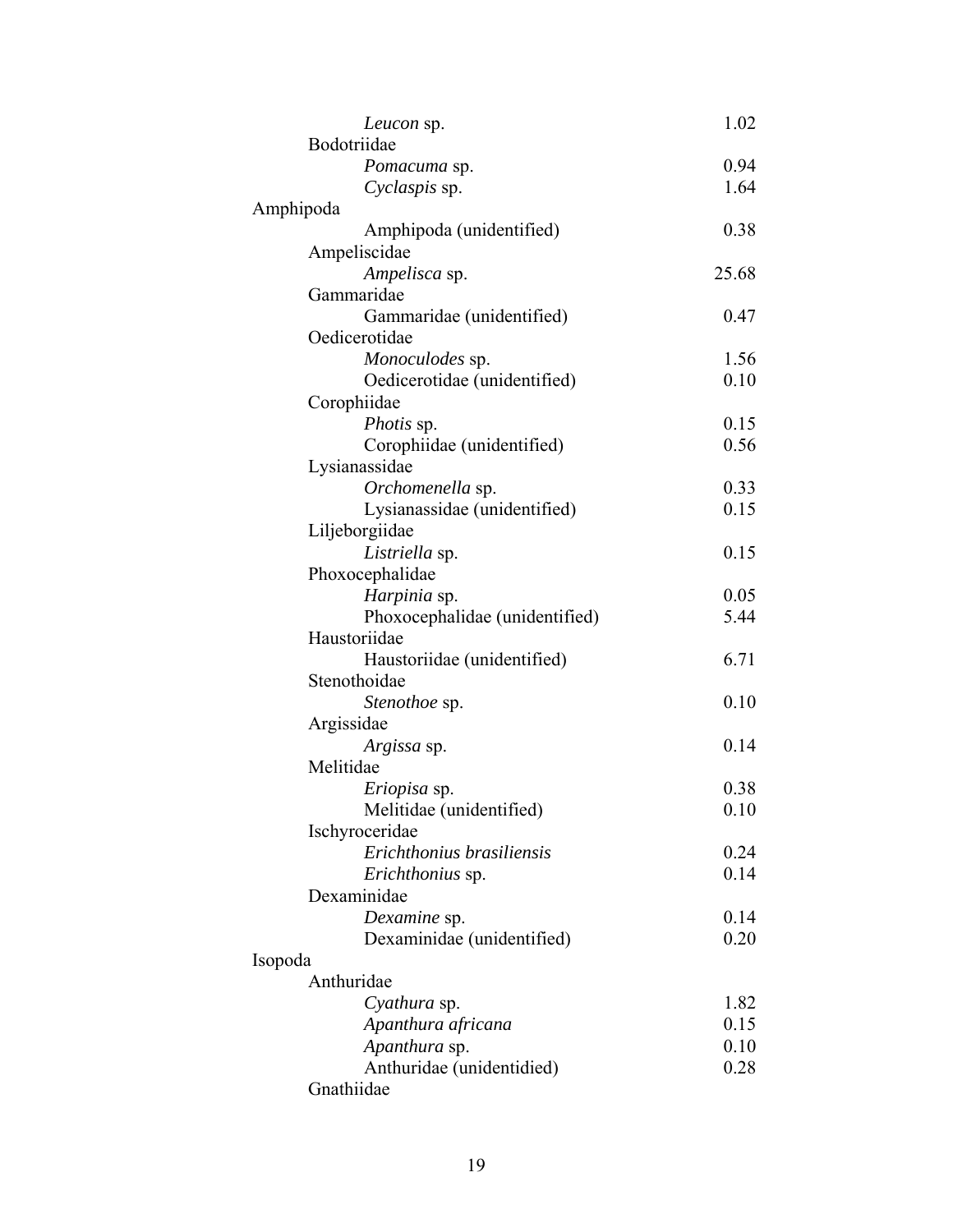| Taxon | Value |
|---|---|
| *Leucon* sp. | 1.02 |
| Bodotriidae | |
| *Pomacuma* sp. | 0.94 |
| *Cyclaspis* sp. | 1.64 |
| Amphipoda | |
| Amphipoda (unidentified) | 0.38 |
| Ampeliscidae | |
| *Ampelisca* sp. | 25.68 |
| Gammaridae | |
| Gammaridae (unidentified) | 0.47 |
| Oedicerotidae | |
| *Monoculodes* sp. | 1.56 |
| Oedicerotidae (unidentified) | 0.10 |
| Corophiidae | |
| *Photis* sp. | 0.15 |
| Corophiidae (unidentified) | 0.56 |
| Lysianassidae | |
| *Orchomenella* sp. | 0.33 |
| Lysianassidae (unidentified) | 0.15 |
| Liljeborgiidae | |
| *Listriella* sp. | 0.15 |
| Phoxocephalidae | |
| *Harpinia* sp. | 0.05 |
| Phoxocephalidae (unidentified) | 5.44 |
| Haustoriidae | |
| Haustoriidae (unidentified) | 6.71 |
| Stenothoidae | |
| *Stenothoe* sp. | 0.10 |
| Argissidae | |
| *Argissa* sp. | 0.14 |
| Melitidae | |
| *Eriopisa* sp. | 0.38 |
| Melitidae (unidentified) | 0.10 |
| Ischyroceridae | |
| *Erichthonius brasiliensis* | 0.24 |
| *Erichthonius* sp. | 0.14 |
| Dexaminidae | |
| *Dexamine* sp. | 0.14 |
| Dexaminidae (unidentified) | 0.20 |
| Isopoda | |
| Anthuridae | |
| *Cyathura* sp. | 1.82 |
| *Apanthura africana* | 0.15 |
| *Apanthura* sp. | 0.10 |
| Anthuridae (unidentidied) | 0.28 |
| Gnathiidae | |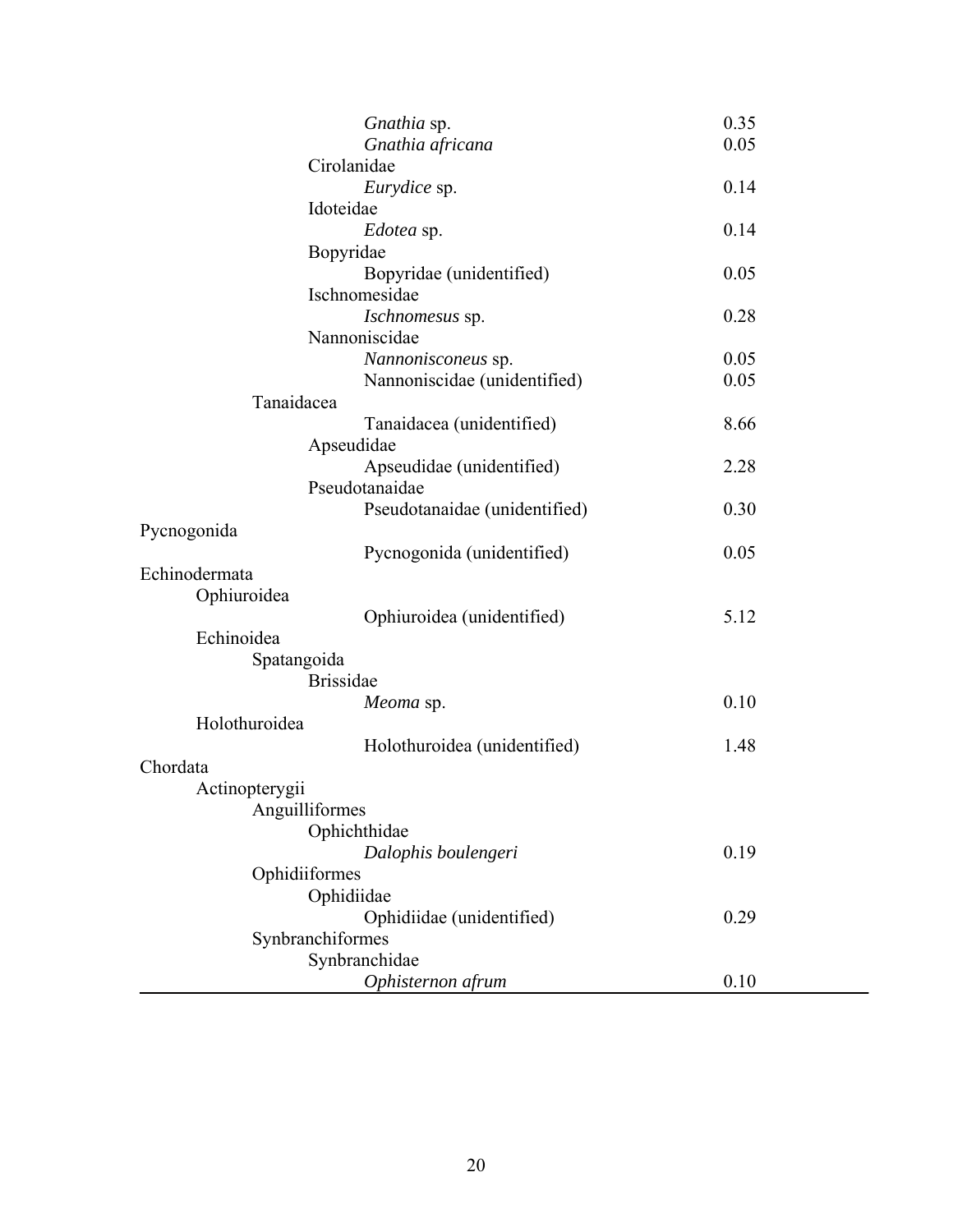| Taxon | Value |
|---|---|
| *Gnathia* sp. | 0.35 |
| *Gnathia africana* | 0.05 |
| Cirolanidae | |
| *Eurydice* sp. | 0.14 |
| Idoteidae | |
| *Edotea* sp. | 0.14 |
| Bopyridae | |
| Bopyridae (unidentified) | 0.05 |
| Ischnomesidae | |
| *Ischnomesus* sp. | 0.28 |
| Nannoniscidae | |
| *Nannonisconeus* sp. | 0.05 |
| Nannoniscidae (unidentified) | 0.05 |
| Tanaidacea | |
| Tanaidacea (unidentified) | 8.66 |
| Apseudidae | |
| Apseudidae (unidentified) | 2.28 |
| Pseudotanaidae | |
| Pseudotanaidae (unidentified) | 0.30 |
| Pycnogonida | |
| Pycnogonida (unidentified) | 0.05 |
| Echinodermata | |
| Ophiuroidea | |
| Ophiuroidea (unidentified) | 5.12 |
| Echinoidea | |
| Spatangoida | |
| Brissidae | |
| *Meoma* sp. | 0.10 |
| Holothuroidea | |
| Holothuroidea (unidentified) | 1.48 |
| Chordata | |
| Actinopterygii | |
| Anguilliformes | |
| Ophichthidae | |
| *Dalophis boulengeri* | 0.19 |
| Ophidiiformes | |
| Ophidiidae | |
| Ophidiidae (unidentified) | 0.29 |
| Synbranchiformes | |
| Synbranchidae | |
| *Ophisternon afrum* | 0.10 |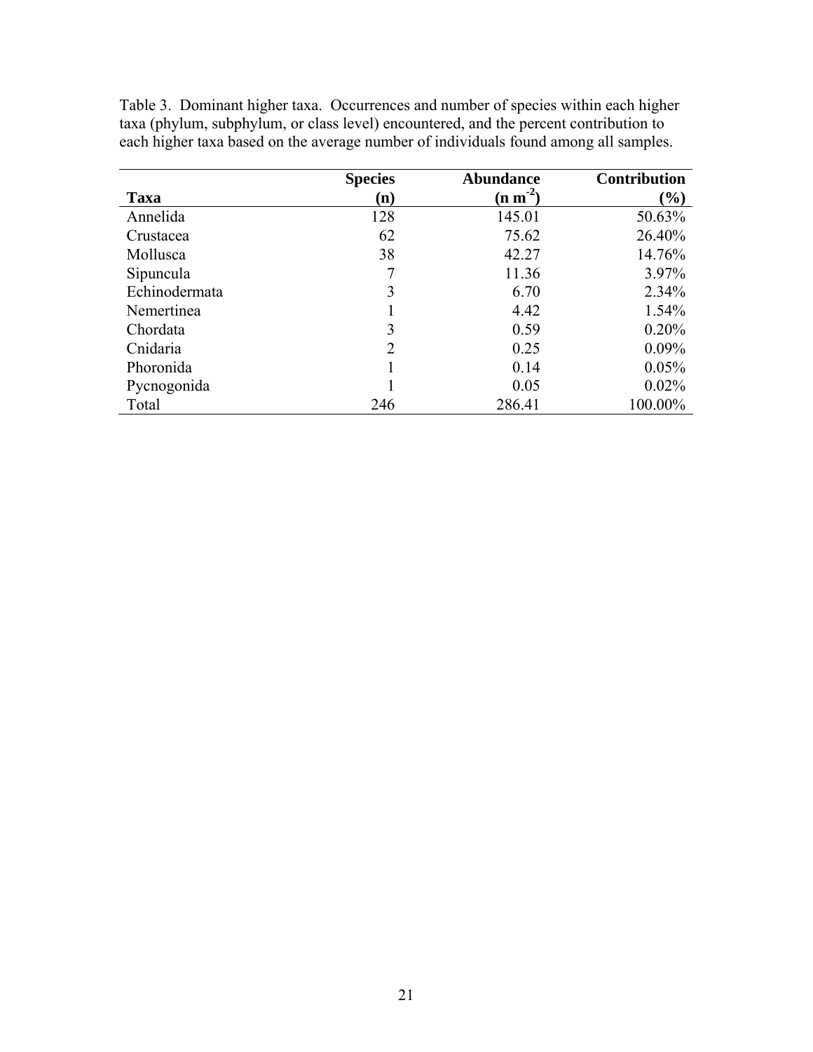Table 3. Dominant higher taxa. Occurrences and number of species within each higher taxa (phylum, subphylum, or class level) encountered, and the percent contribution to each higher taxa based on the average number of individuals found among all samples.

| Taxa | Species (n) | Abundance (n $m^{-2}$) | Contribution (%) |
|---|---|---|---|
| Annelida | 128 | 145.01 | 50.63% |
| Crustacea | 62 | 75.62 | 26.40% |
| Mollusca | 38 | 42.27 | 14.76% |
| Sipuncula | 7 | 11.36 | 3.97% |
| Echinodermata | 3 | 6.70 | 2.34% |
| Nemertinea | 1 | 4.42 | 1.54% |
| Chordata | 3 | 0.59 | 0.20% |
| Cnidaria | 2 | 0.25 | 0.09% |
| Phoronida | 1 | 0.14 | 0.05% |
| Pycnogonida | 1 | 0.05 | 0.02% |
| Total | 246 | 286.41 | 100.00% |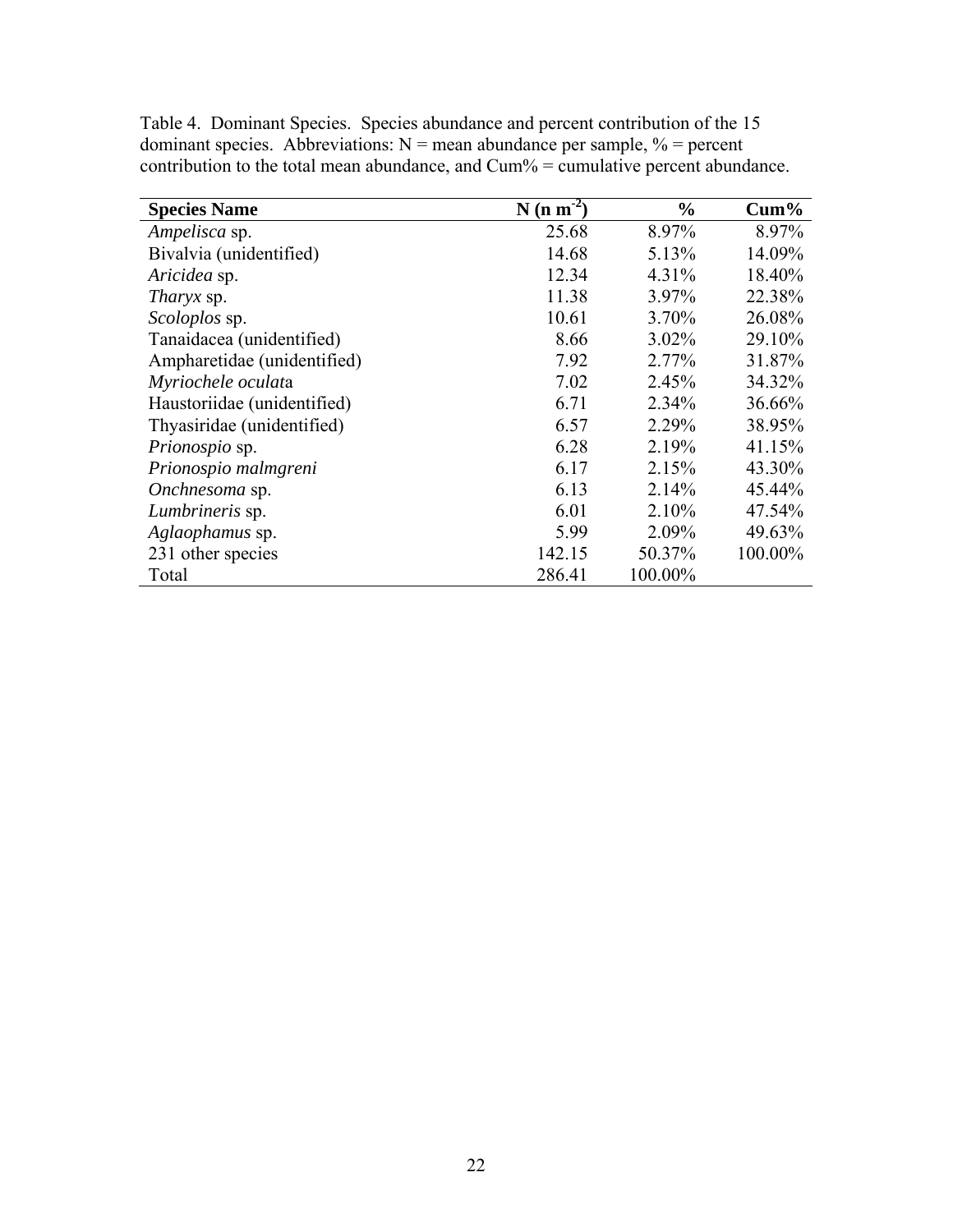Table 4. Dominant Species. Species abundance and percent contribution of the 15 dominant species. Abbreviations: N = mean abundance per sample, % = percent contribution to the total mean abundance, and Cum% = cumulative percent abundance.

| **Species Name** | **N (n m$^{-2}$)** | **%** | **Cum%** |
|---|---:|---:|---:|
| *Ampelisca* sp. | 25.68 | 8.97% | 8.97% |
| Bivalvia (unidentified) | 14.68 | 5.13% | 14.09% |
| *Aricidea* sp. | 12.34 | 4.31% | 18.40% |
| *Tharyx* sp. | 11.38 | 3.97% | 22.38% |
| *Scoloplos* sp. | 10.61 | 3.70% | 26.08% |
| Tanaidacea (unidentified) | 8.66 | 3.02% | 29.10% |
| Ampharetidae (unidentified) | 7.92 | 2.77% | 31.87% |
| *Myriochele oculata* | 7.02 | 2.45% | 34.32% |
| Haustoriidae (unidentified) | 6.71 | 2.34% | 36.66% |
| Thyasiridae (unidentified) | 6.57 | 2.29% | 38.95% |
| *Prionospio* sp. | 6.28 | 2.19% | 41.15% |
| *Prionospio malmgreni* | 6.17 | 2.15% | 43.30% |
| *Onchnesoma* sp. | 6.13 | 2.14% | 45.44% |
| *Lumbrineris* sp. | 6.01 | 2.10% | 47.54% |
| *Aglaophamus* sp. | 5.99 | 2.09% | 49.63% |
| 231 other species | 142.15 | 50.37% | 100.00% |
| Total | 286.41 | 100.00% | |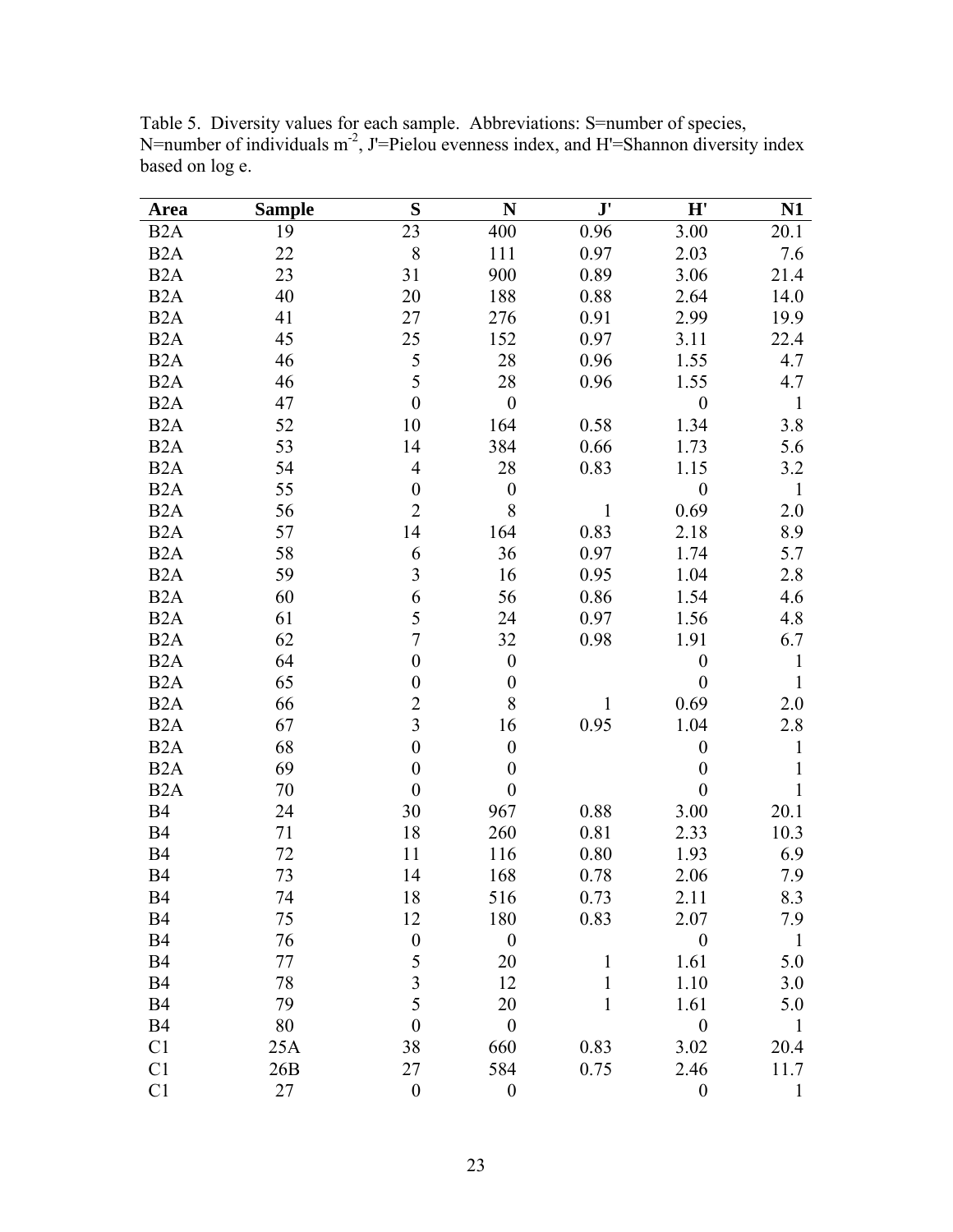Table 5. Diversity values for each sample. Abbreviations: S=number of species, N=number of individuals $m^{-2}$, J'=Pielou evenness index, and H'=Shannon diversity index based on log e.

| Area | Sample | S | N | J' | H' | N1 |
|---|---|---|---|---|---|---|
| B2A | 19 | 23 | 400 | 0.96 | 3.00 | 20.1 |
| B2A | 22 | 8 | 111 | 0.97 | 2.03 | 7.6 |
| B2A | 23 | 31 | 900 | 0.89 | 3.06 | 21.4 |
| B2A | 40 | 20 | 188 | 0.88 | 2.64 | 14.0 |
| B2A | 41 | 27 | 276 | 0.91 | 2.99 | 19.9 |
| B2A | 45 | 25 | 152 | 0.97 | 3.11 | 22.4 |
| B2A | 46 | 5 | 28 | 0.96 | 1.55 | 4.7 |
| B2A | 46 | 5 | 28 | 0.96 | 1.55 | 4.7 |
| B2A | 47 | 0 | 0 | | 0 | 1 |
| B2A | 52 | 10 | 164 | 0.58 | 1.34 | 3.8 |
| B2A | 53 | 14 | 384 | 0.66 | 1.73 | 5.6 |
| B2A | 54 | 4 | 28 | 0.83 | 1.15 | 3.2 |
| B2A | 55 | 0 | 0 | | 0 | 1 |
| B2A | 56 | 2 | 8 | 1 | 0.69 | 2.0 |
| B2A | 57 | 14 | 164 | 0.83 | 2.18 | 8.9 |
| B2A | 58 | 6 | 36 | 0.97 | 1.74 | 5.7 |
| B2A | 59 | 3 | 16 | 0.95 | 1.04 | 2.8 |
| B2A | 60 | 6 | 56 | 0.86 | 1.54 | 4.6 |
| B2A | 61 | 5 | 24 | 0.97 | 1.56 | 4.8 |
| B2A | 62 | 7 | 32 | 0.98 | 1.91 | 6.7 |
| B2A | 64 | 0 | 0 | | 0 | 1 |
| B2A | 65 | 0 | 0 | | 0 | 1 |
| B2A | 66 | 2 | 8 | 1 | 0.69 | 2.0 |
| B2A | 67 | 3 | 16 | 0.95 | 1.04 | 2.8 |
| B2A | 68 | 0 | 0 | | 0 | 1 |
| B2A | 69 | 0 | 0 | | 0 | 1 |
| B2A | 70 | 0 | 0 | | 0 | 1 |
| B4 | 24 | 30 | 967 | 0.88 | 3.00 | 20.1 |
| B4 | 71 | 18 | 260 | 0.81 | 2.33 | 10.3 |
| B4 | 72 | 11 | 116 | 0.80 | 1.93 | 6.9 |
| B4 | 73 | 14 | 168 | 0.78 | 2.06 | 7.9 |
| B4 | 74 | 18 | 516 | 0.73 | 2.11 | 8.3 |
| B4 | 75 | 12 | 180 | 0.83 | 2.07 | 7.9 |
| B4 | 76 | 0 | 0 | | 0 | 1 |
| B4 | 77 | 5 | 20 | 1 | 1.61 | 5.0 |
| B4 | 78 | 3 | 12 | 1 | 1.10 | 3.0 |
| B4 | 79 | 5 | 20 | 1 | 1.61 | 5.0 |
| B4 | 80 | 0 | 0 | | 0 | 1 |
| C1 | 25A | 38 | 660 | 0.83 | 3.02 | 20.4 |
| C1 | 26B | 27 | 584 | 0.75 | 2.46 | 11.7 |
| C1 | 27 | 0 | 0 | | 0 | 1 |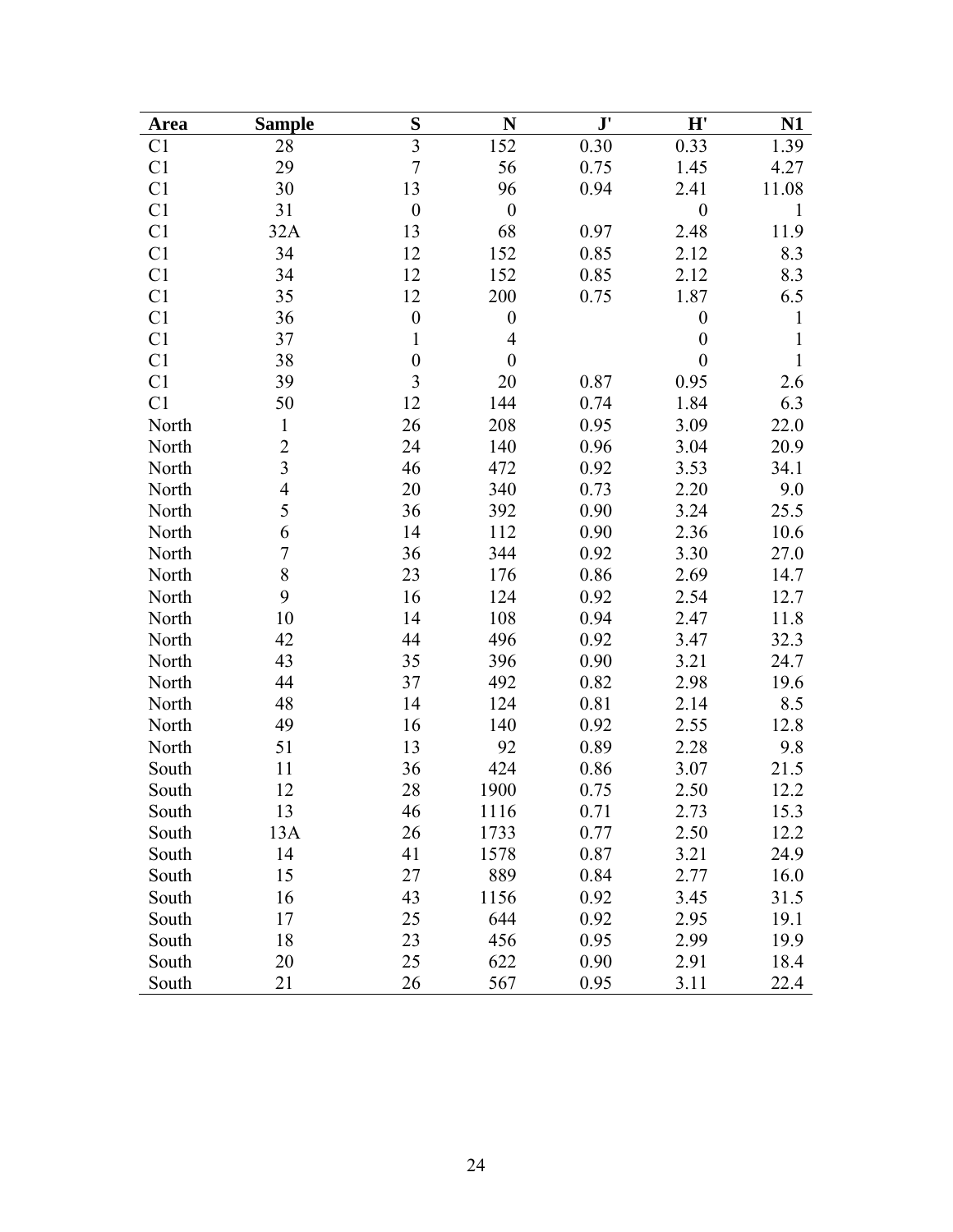| Area | Sample | S | N | J' | H' | N1 |
|---|---|---|---|---|---|---|
| C1 | 28 | 3 | 152 | 0.30 | 0.33 | 1.39 |
| C1 | 29 | 7 | 56 | 0.75 | 1.45 | 4.27 |
| C1 | 30 | 13 | 96 | 0.94 | 2.41 | 11.08 |
| C1 | 31 | 0 | 0 | | 0 | 1 |
| C1 | 32A | 13 | 68 | 0.97 | 2.48 | 11.9 |
| C1 | 34 | 12 | 152 | 0.85 | 2.12 | 8.3 |
| C1 | 34 | 12 | 152 | 0.85 | 2.12 | 8.3 |
| C1 | 35 | 12 | 200 | 0.75 | 1.87 | 6.5 |
| C1 | 36 | 0 | 0 | | 0 | 1 |
| C1 | 37 | 1 | 4 | | 0 | 1 |
| C1 | 38 | 0 | 0 | | 0 | 1 |
| C1 | 39 | 3 | 20 | 0.87 | 0.95 | 2.6 |
| C1 | 50 | 12 | 144 | 0.74 | 1.84 | 6.3 |
| North | 1 | 26 | 208 | 0.95 | 3.09 | 22.0 |
| North | 2 | 24 | 140 | 0.96 | 3.04 | 20.9 |
| North | 3 | 46 | 472 | 0.92 | 3.53 | 34.1 |
| North | 4 | 20 | 340 | 0.73 | 2.20 | 9.0 |
| North | 5 | 36 | 392 | 0.90 | 3.24 | 25.5 |
| North | 6 | 14 | 112 | 0.90 | 2.36 | 10.6 |
| North | 7 | 36 | 344 | 0.92 | 3.30 | 27.0 |
| North | 8 | 23 | 176 | 0.86 | 2.69 | 14.7 |
| North | 9 | 16 | 124 | 0.92 | 2.54 | 12.7 |
| North | 10 | 14 | 108 | 0.94 | 2.47 | 11.8 |
| North | 42 | 44 | 496 | 0.92 | 3.47 | 32.3 |
| North | 43 | 35 | 396 | 0.90 | 3.21 | 24.7 |
| North | 44 | 37 | 492 | 0.82 | 2.98 | 19.6 |
| North | 48 | 14 | 124 | 0.81 | 2.14 | 8.5 |
| North | 49 | 16 | 140 | 0.92 | 2.55 | 12.8 |
| North | 51 | 13 | 92 | 0.89 | 2.28 | 9.8 |
| South | 11 | 36 | 424 | 0.86 | 3.07 | 21.5 |
| South | 12 | 28 | 1900 | 0.75 | 2.50 | 12.2 |
| South | 13 | 46 | 1116 | 0.71 | 2.73 | 15.3 |
| South | 13A | 26 | 1733 | 0.77 | 2.50 | 12.2 |
| South | 14 | 41 | 1578 | 0.87 | 3.21 | 24.9 |
| South | 15 | 27 | 889 | 0.84 | 2.77 | 16.0 |
| South | 16 | 43 | 1156 | 0.92 | 3.45 | 31.5 |
| South | 17 | 25 | 644 | 0.92 | 2.95 | 19.1 |
| South | 18 | 23 | 456 | 0.95 | 2.99 | 19.9 |
| South | 20 | 25 | 622 | 0.90 | 2.91 | 18.4 |
| South | 21 | 26 | 567 | 0.95 | 3.11 | 22.4 |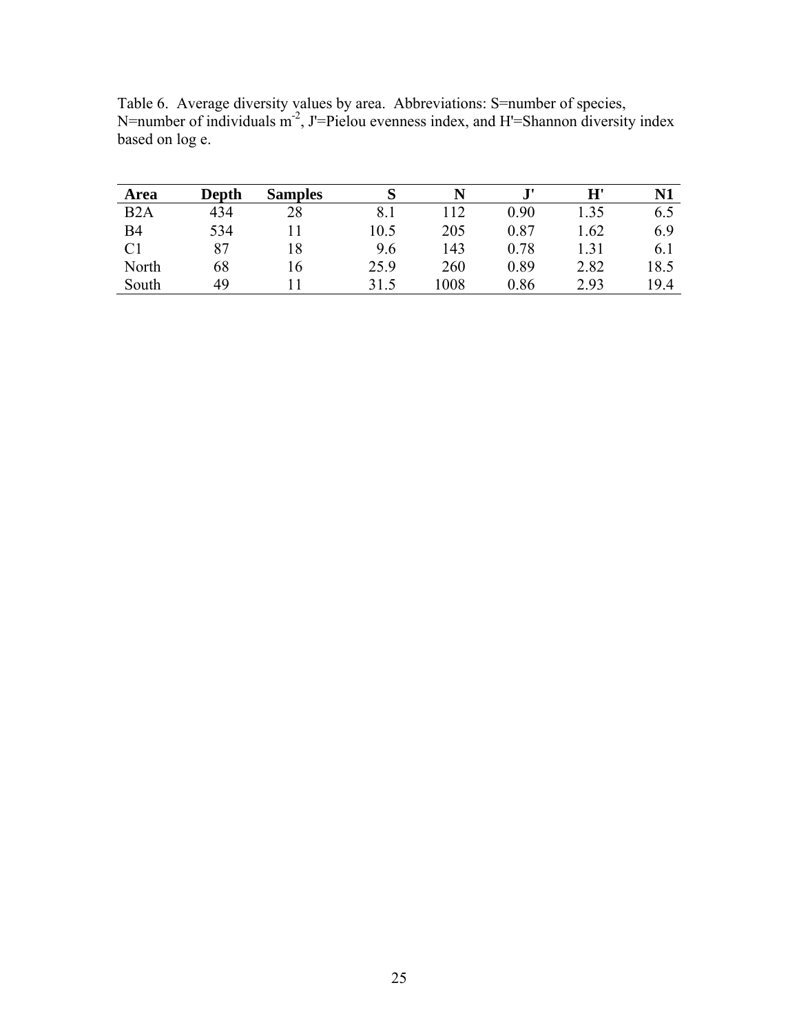Table 6. Average diversity values by area. Abbreviations: S=number of species, N=number of individuals $m^{-2}$, J'=Pielou evenness index, and H'=Shannon diversity index based on log e.

| Area | Depth | Samples | S | N | J' | H' | N1 |
|---|---|---|---|---|---|---|---|
| B2A | 434 | 28 | 8.1 | 112 | 0.90 | 1.35 | 6.5 |
| B4 | 534 | 11 | 10.5 | 205 | 0.87 | 1.62 | 6.9 |
| C1 | 87 | 18 | 9.6 | 143 | 0.78 | 1.31 | 6.1 |
| North | 68 | 16 | 25.9 | 260 | 0.89 | 2.82 | 18.5 |
| South | 49 | 11 | 31.5 | 1008 | 0.86 | 2.93 | 19.4 |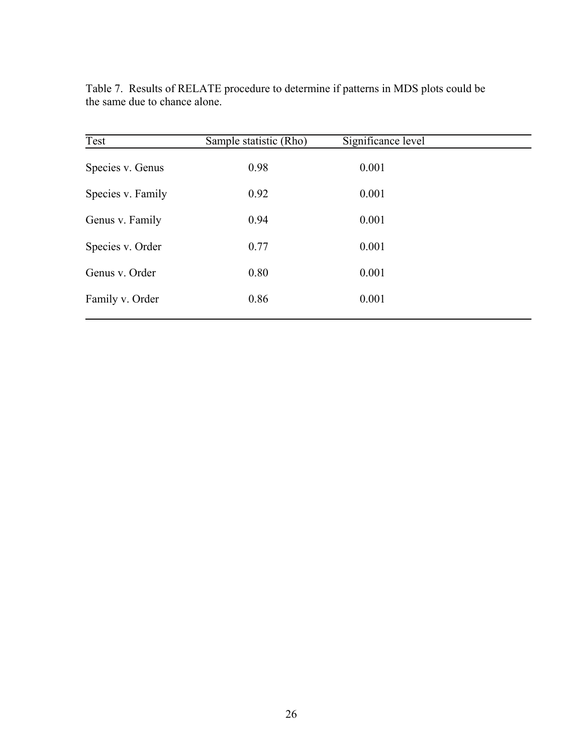Table 7. Results of RELATE procedure to determine if patterns in MDS plots could be the same due to chance alone.

| Test | Sample statistic (Rho) | Significance level |
|---|---|---|
| Species v. Genus | 0.98 | 0.001 |
| Species v. Family | 0.92 | 0.001 |
| Genus v. Family | 0.94 | 0.001 |
| Species v. Order | 0.77 | 0.001 |
| Genus v. Order | 0.80 | 0.001 |
| Family v. Order | 0.86 | 0.001 |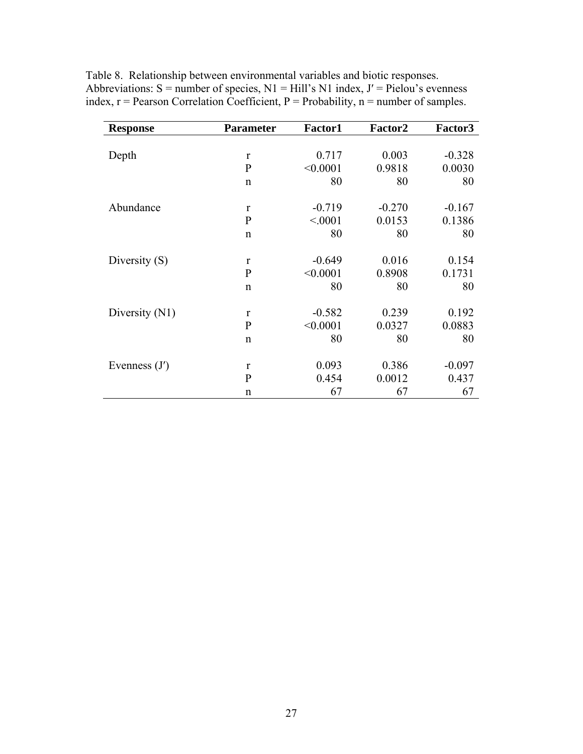Table 8. Relationship between environmental variables and biotic responses. Abbreviations: S = number of species, N1 = Hill's N1 index, J′ = Pielou's evenness index, r = Pearson Correlation Coefficient, P = Probability, n = number of samples.

| Response | Parameter | Factor1 | Factor2 | Factor3 |
|---|---|---|---|---|
| Depth | r | 0.717 | 0.003 | -0.328 |
| | P | <0.0001 | 0.9818 | 0.0030 |
| | n | 80 | 80 | 80 |
| Abundance | r | -0.719 | -0.270 | -0.167 |
| | P | <.0001 | 0.0153 | 0.1386 |
| | n | 80 | 80 | 80 |
| Diversity (S) | r | -0.649 | 0.016 | 0.154 |
| | P | <0.0001 | 0.8908 | 0.1731 |
| | n | 80 | 80 | 80 |
| Diversity (N1) | r | -0.582 | 0.239 | 0.192 |
| | P | <0.0001 | 0.0327 | 0.0883 |
| | n | 80 | 80 | 80 |
| Evenness (J′) | r | 0.093 | 0.386 | -0.097 |
| | P | 0.454 | 0.0012 | 0.437 |
| | n | 67 | 67 | 67 |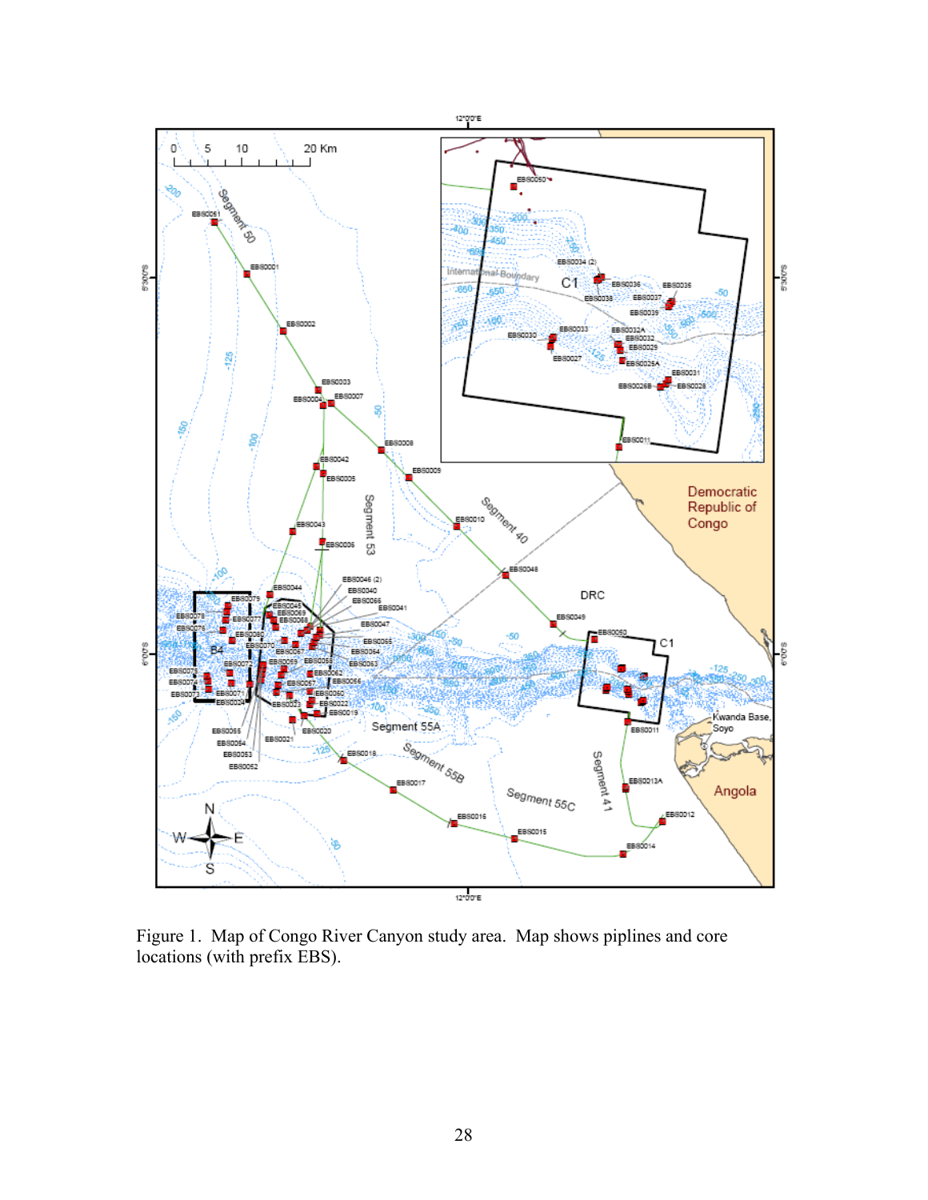Figure 1. Map of Congo River Canyon study area. Map shows piplines and core locations (with prefix EBS).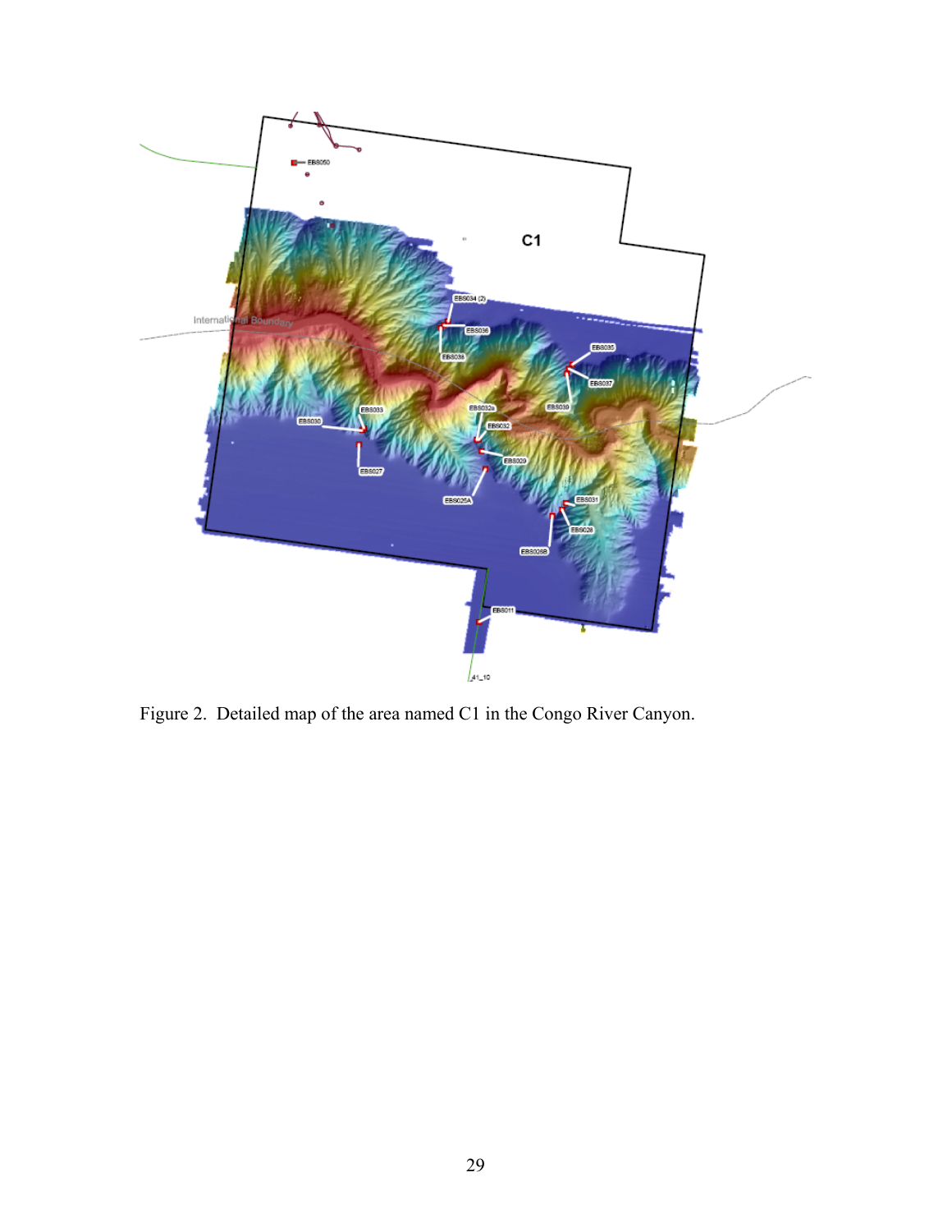Figure 2. Detailed map of the area named C1 in the Congo River Canyon.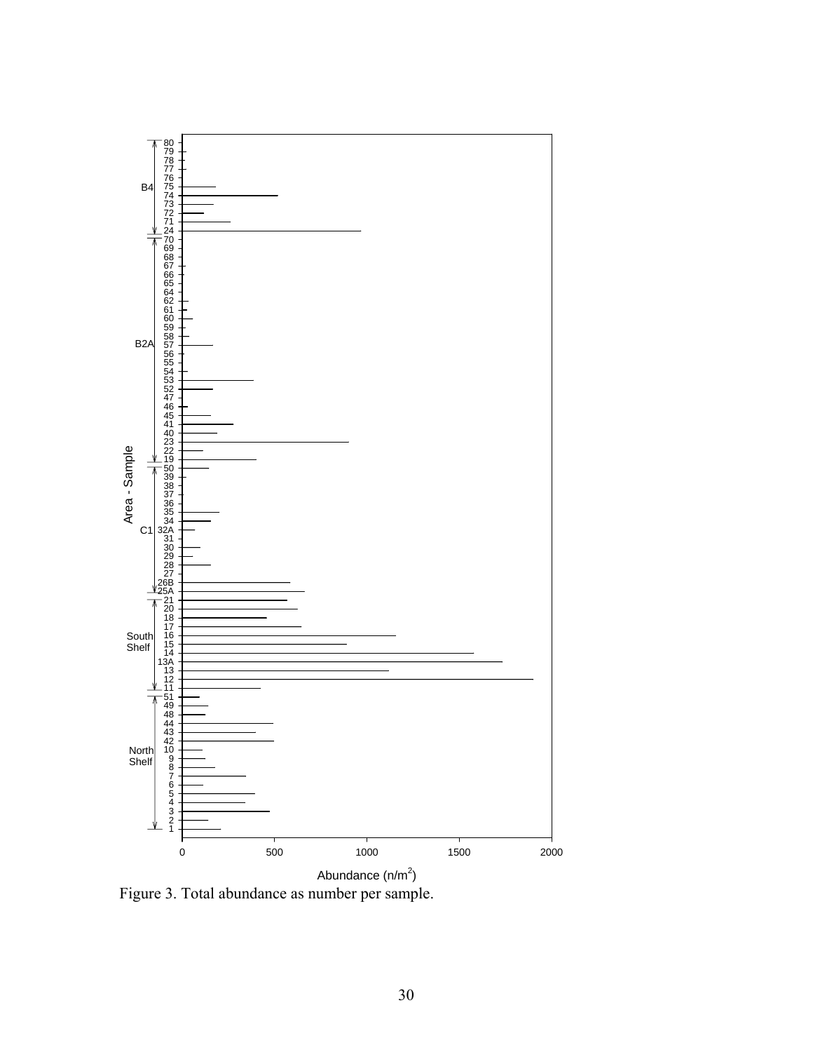Figure 3. Total abundance as number per sample.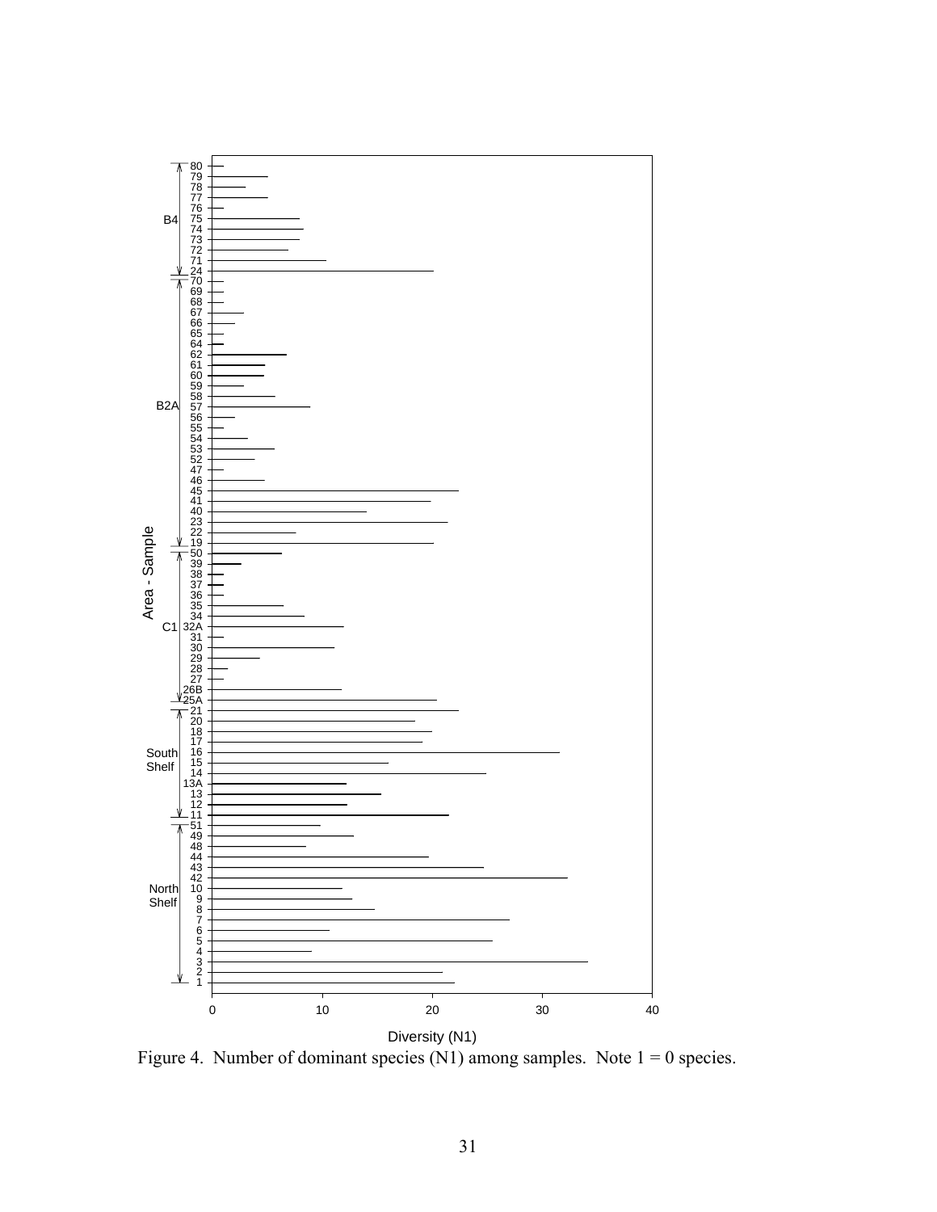Figure 4. Number of dominant species (N1) among samples. Note 1 = 0 species.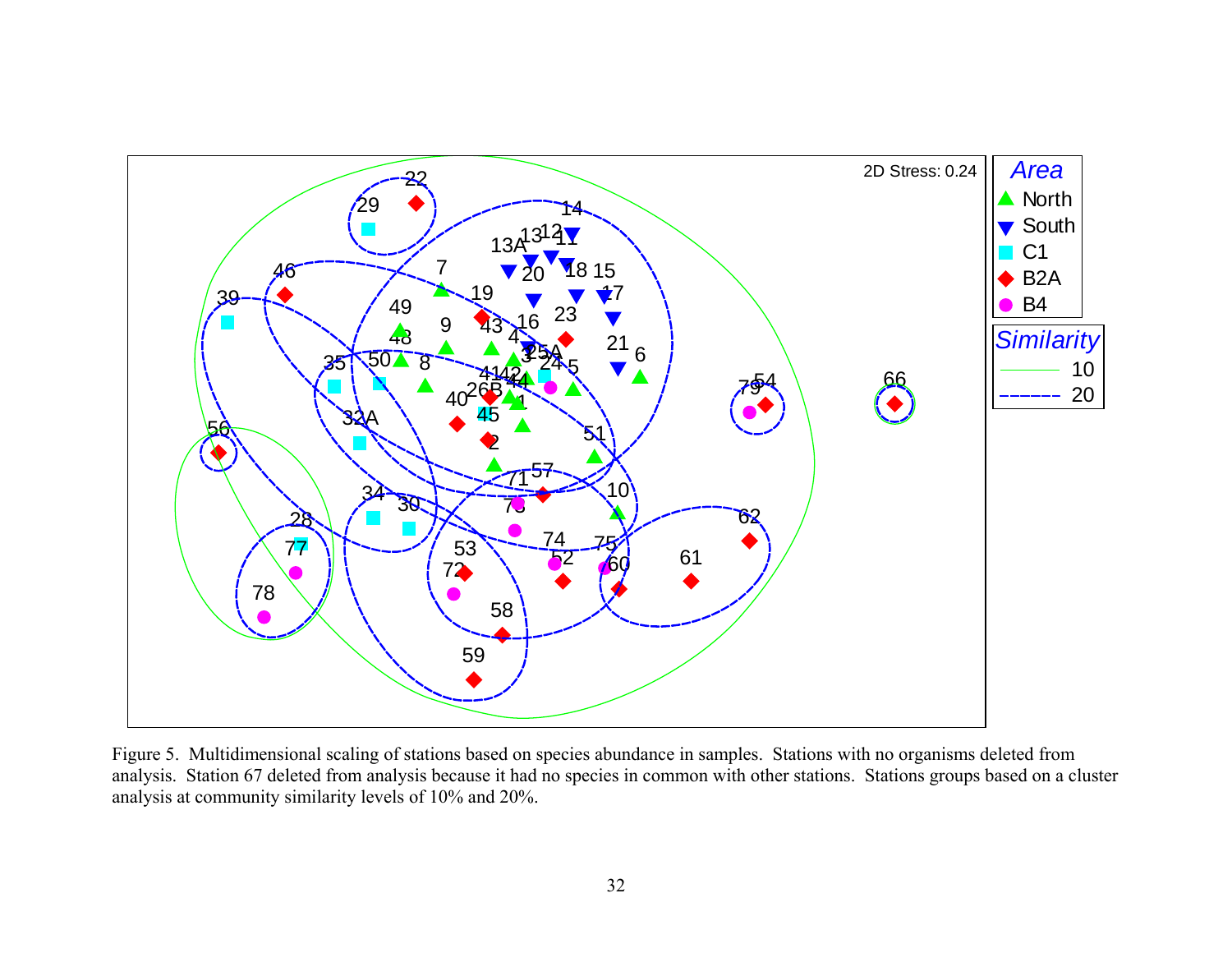Figure 5. Multidimensional scaling of stations based on species abundance in samples. Stations with no organisms deleted from analysis. Station 67 deleted from analysis because it had no species in common with other stations. Stations groups based on a cluster analysis at community similarity levels of 10% and 20%.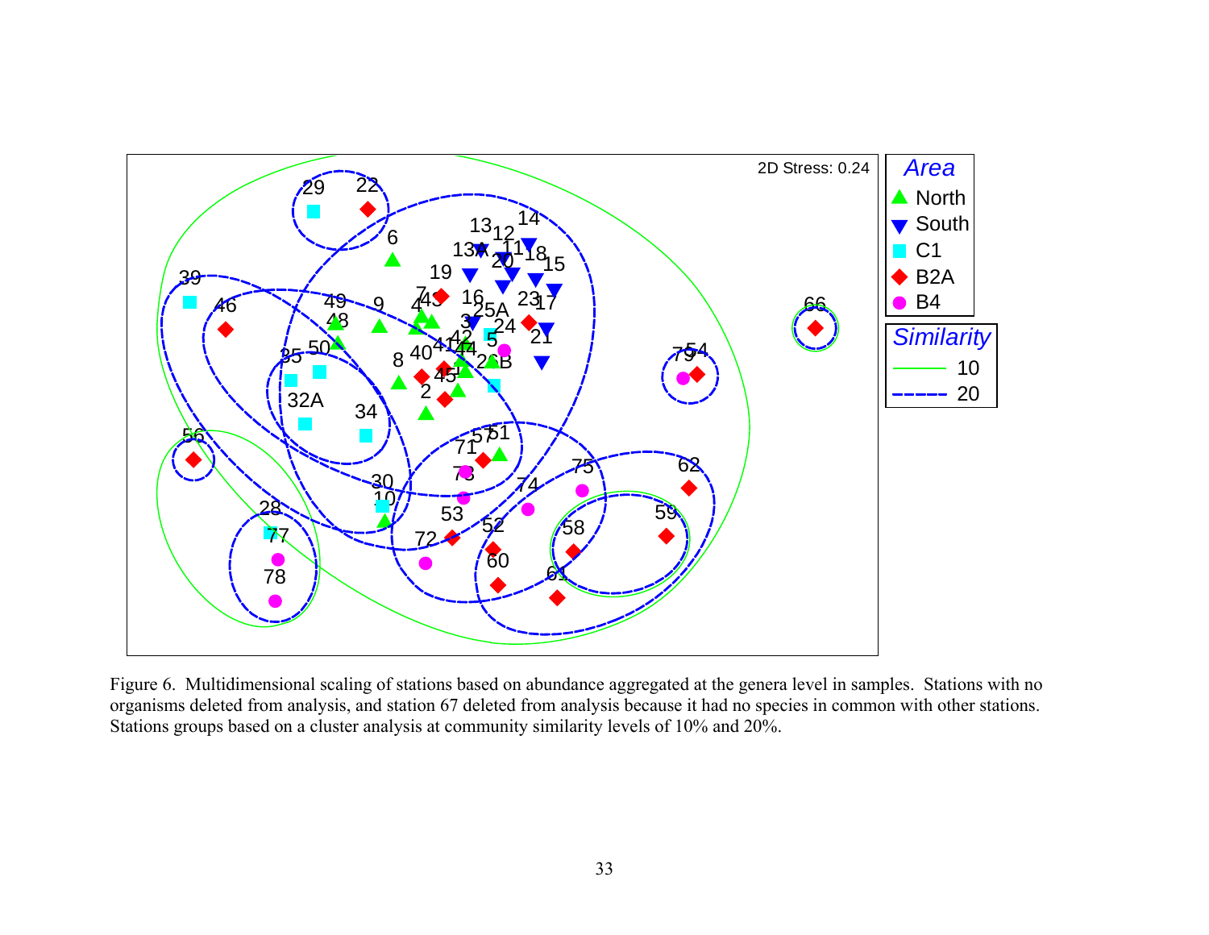Figure 6. Multidimensional scaling of stations based on abundance aggregated at the genera level in samples. Stations with no organisms deleted from analysis, and station 67 deleted from analysis because it had no species in common with other stations. Stations groups based on a cluster analysis at community similarity levels of 10% and 20%.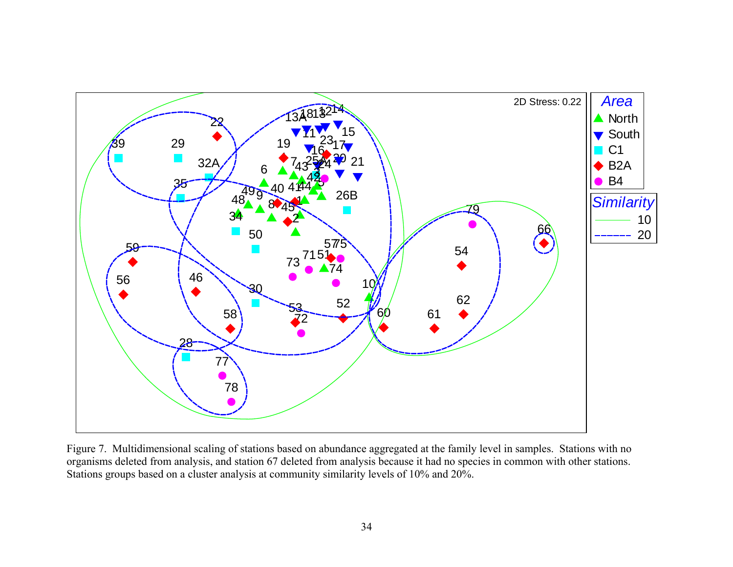Figure 7. Multidimensional scaling of stations based on abundance aggregated at the family level in samples. Stations with no organisms deleted from analysis, and station 67 deleted from analysis because it had no species in common with other stations. Stations groups based on a cluster analysis at community similarity levels of 10% and 20%.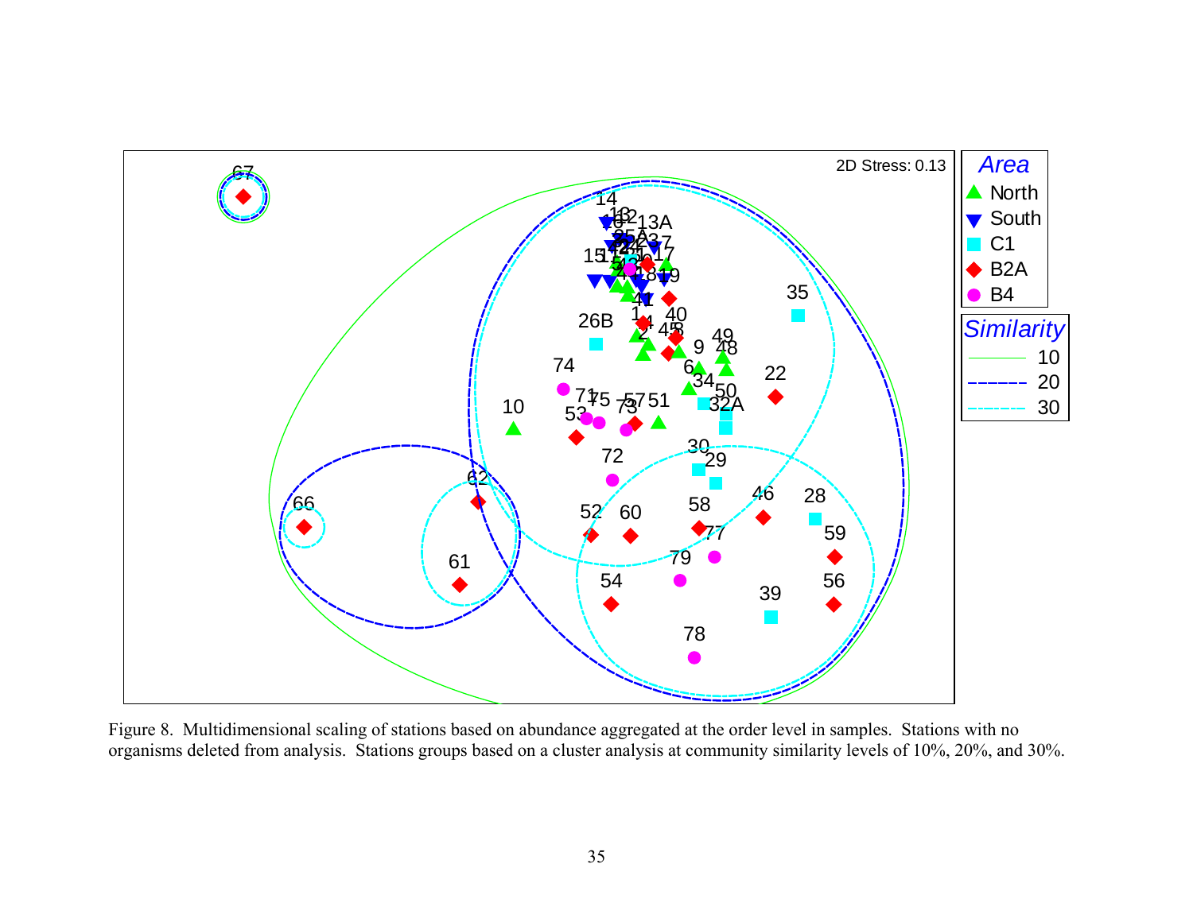Figure 8. Multidimensional scaling of stations based on abundance aggregated at the order level in samples. Stations with no organisms deleted from analysis. Stations groups based on a cluster analysis at community similarity levels of 10%, 20%, and 30%.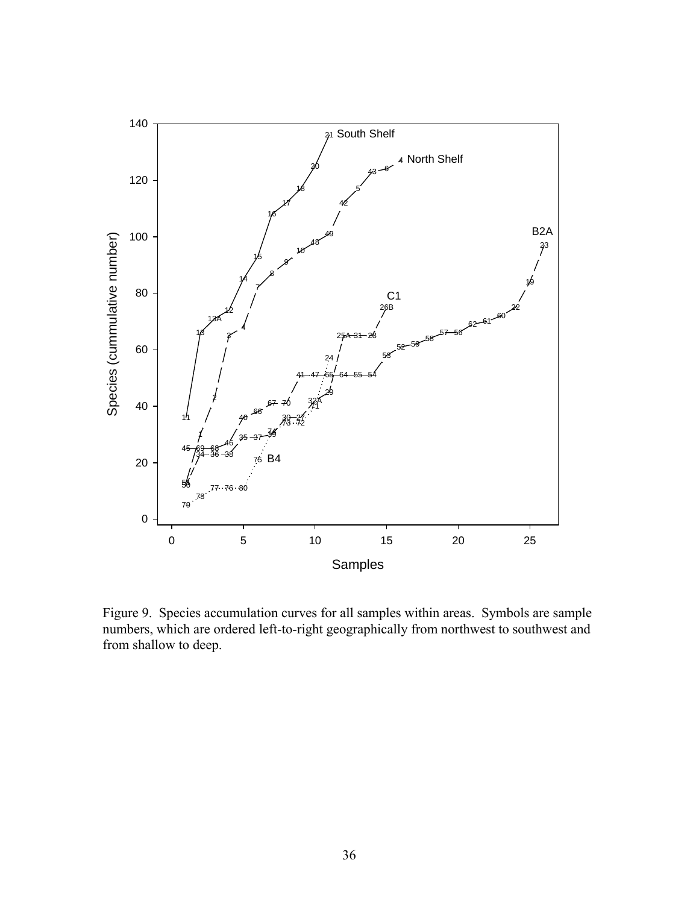Figure 9. Species accumulation curves for all samples within areas. Symbols are sample numbers, which are ordered left-to-right geographically from northwest to southwest and from shallow to deep.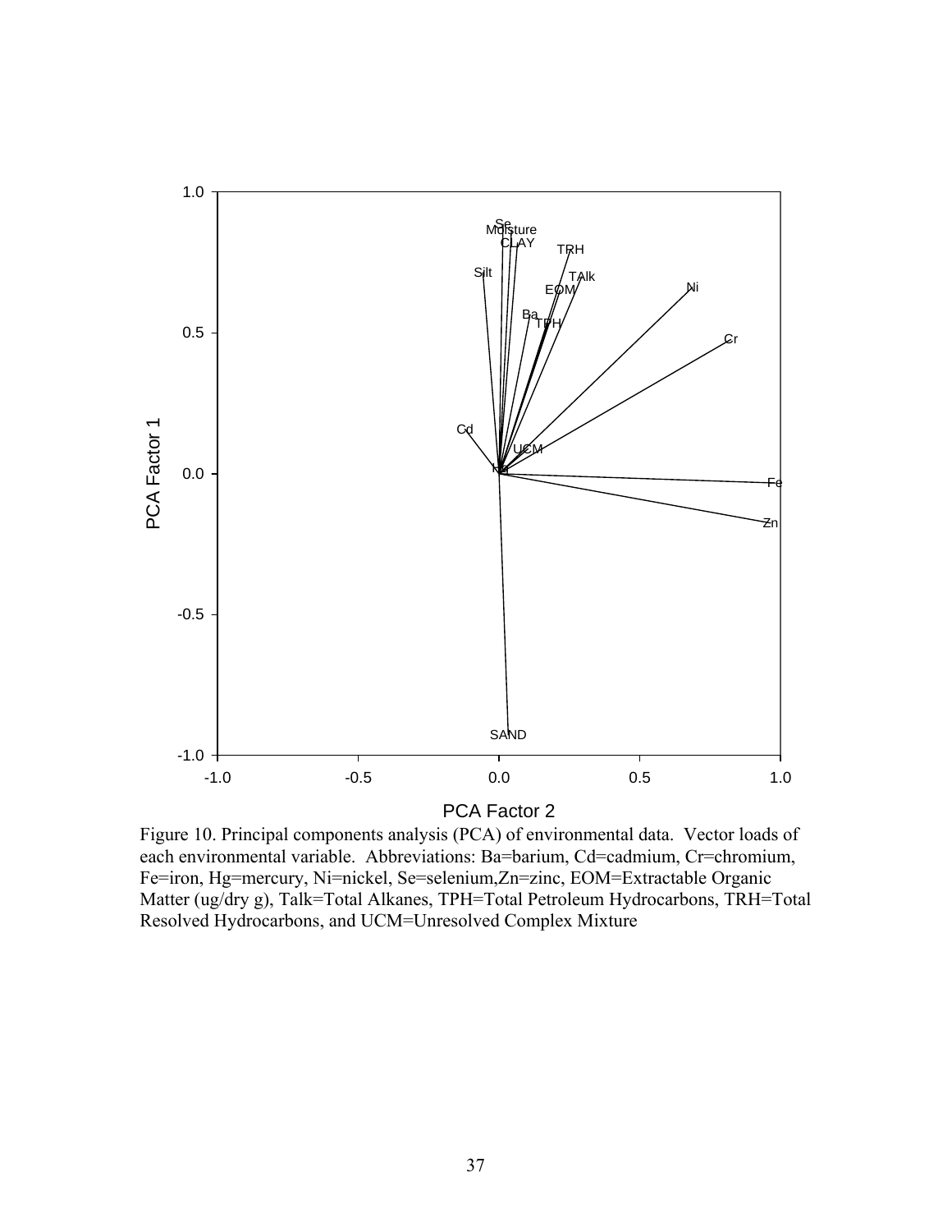Figure 10. Principal components analysis (PCA) of environmental data. Vector loads of each environmental variable. Abbreviations: Ba=barium, Cd=cadmium, Cr=chromium, Fe=iron, Hg=mercury, Ni=nickel, Se=selenium,Zn=zinc, EOM=Extractable Organic Matter (ug/dry g), Talk=Total Alkanes, TPH=Total Petroleum Hydrocarbons, TRH=Total Resolved Hydrocarbons, and UCM=Unresolved Complex Mixture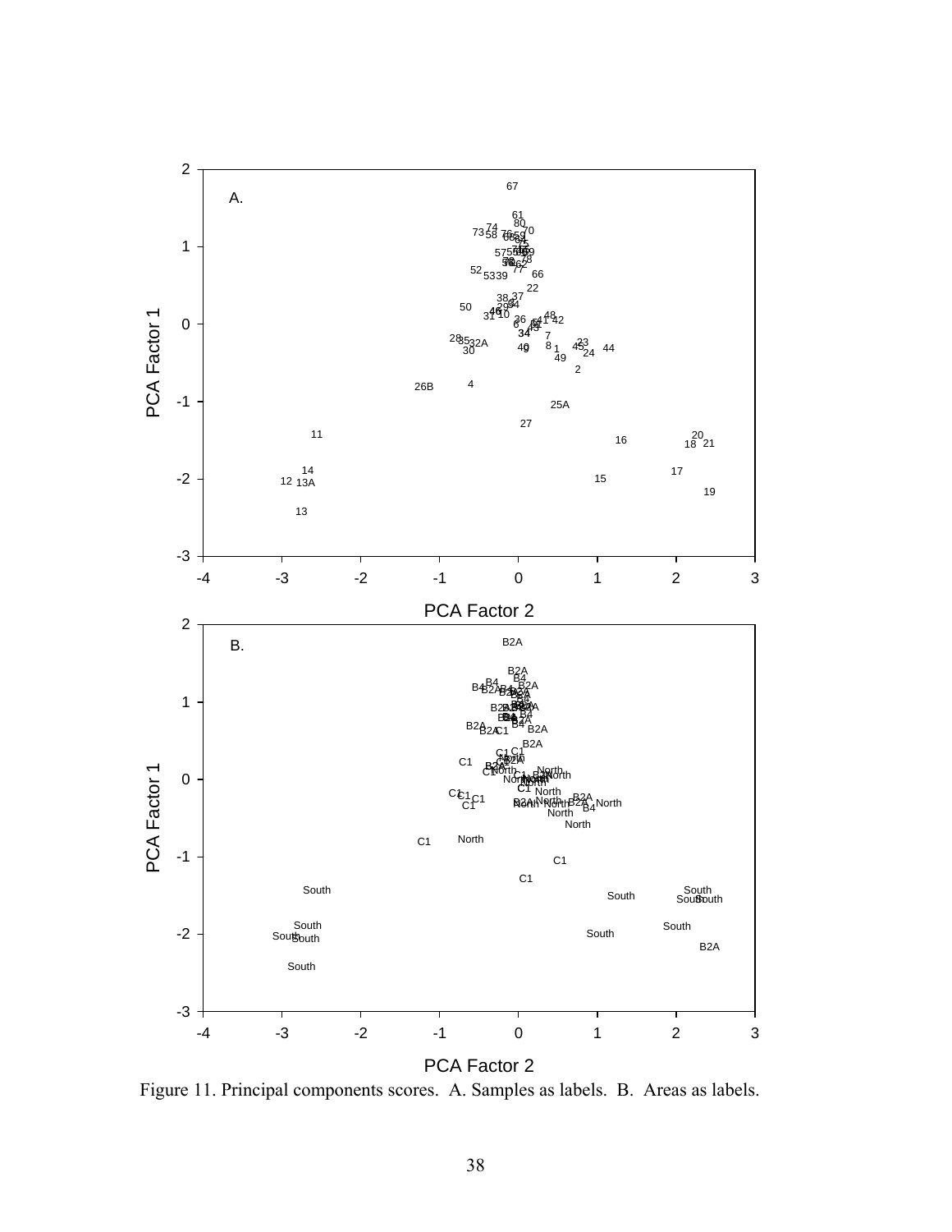A.

PCA Factor 1

PCA Factor 2

B.

PCA Factor 1

PCA Factor 2

Figure 11. Principal components scores. A. Samples as labels. B. Areas as labels.